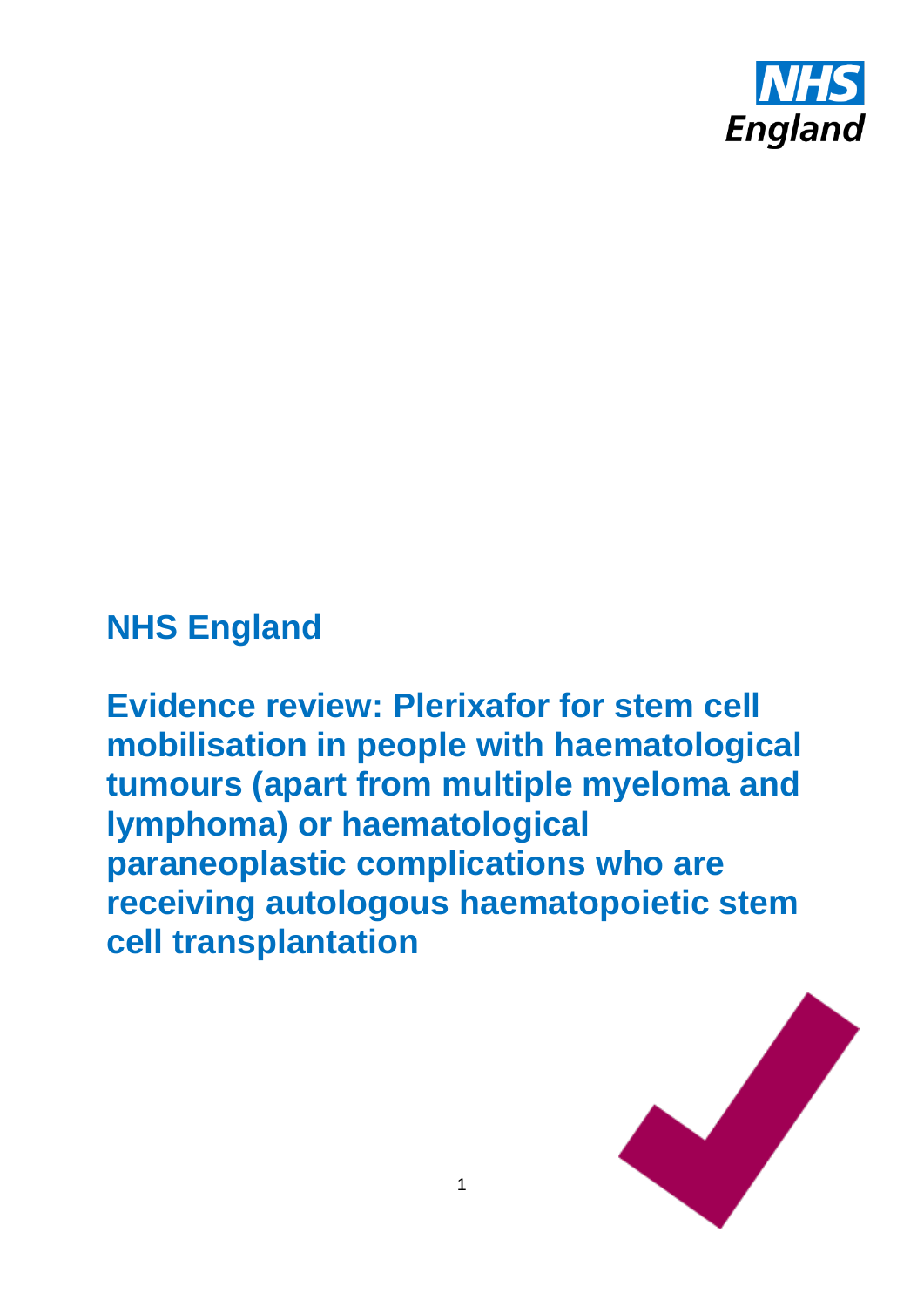NHS England

# Evidence review: Plerixafor for stem cell mobilisation in people with haematological tumours (apart from multiple myeloma and lymphoma) or haematological paraneoplastic complications who are receiving autologous haematopoietic stem cell transplantation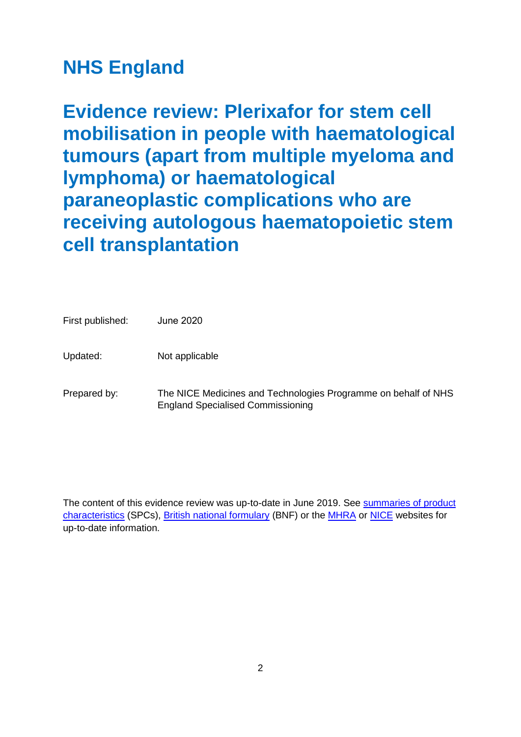# NHS England

# Evidence review: Plerixafor for stem cell mobilisation in people with haematological tumours (apart from multiple myeloma and lymphoma) or haematological paraneoplastic complications who are receiving autologous haematopoietic stem cell transplantation

| | |
|---|---|
| First published: | June 2020 |
| Updated: | Not applicable |
| Prepared by: | The NICE Medicines and Technologies Programme on behalf of NHS England Specialised Commissioning |

The content of this evidence review was up-to-date in June 2019. See summaries of product characteristics (SPCs), British national formulary (BNF) or the MHRA or NICE websites for up-to-date information.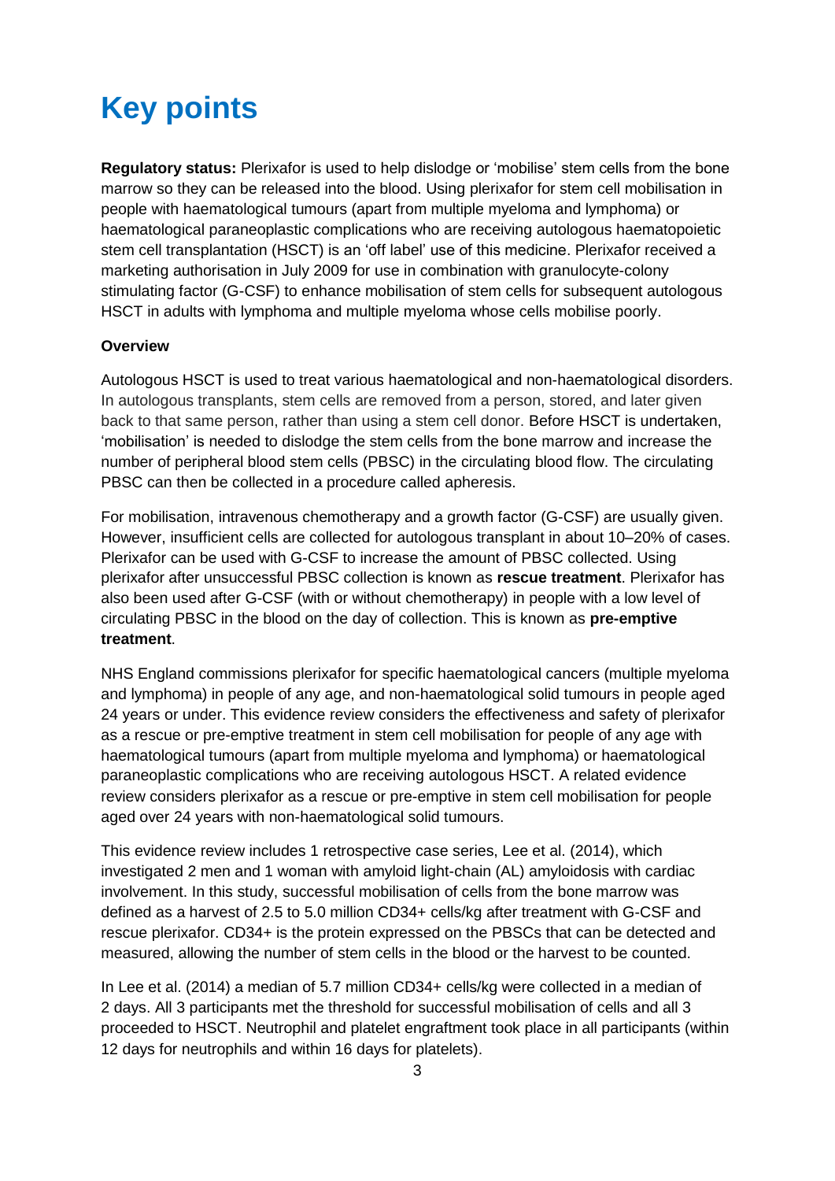# Key points

**Regulatory status:** Plerixafor is used to help dislodge or 'mobilise' stem cells from the bone marrow so they can be released into the blood. Using plerixafor for stem cell mobilisation in people with haematological tumours (apart from multiple myeloma and lymphoma) or haematological paraneoplastic complications who are receiving autologous haematopoietic stem cell transplantation (HSCT) is an 'off label' use of this medicine. Plerixafor received a marketing authorisation in July 2009 for use in combination with granulocyte-colony stimulating factor (G-CSF) to enhance mobilisation of stem cells for subsequent autologous HSCT in adults with lymphoma and multiple myeloma whose cells mobilise poorly.

**Overview**

Autologous HSCT is used to treat various haematological and non-haematological disorders. In autologous transplants, stem cells are removed from a person, stored, and later given back to that same person, rather than using a stem cell donor. Before HSCT is undertaken, 'mobilisation' is needed to dislodge the stem cells from the bone marrow and increase the number of peripheral blood stem cells (PBSC) in the circulating blood flow. The circulating PBSC can then be collected in a procedure called apheresis.

For mobilisation, intravenous chemotherapy and a growth factor (G-CSF) are usually given. However, insufficient cells are collected for autologous transplant in about 10–20% of cases. Plerixafor can be used with G-CSF to increase the amount of PBSC collected. Using plerixafor after unsuccessful PBSC collection is known as **rescue treatment**. Plerixafor has also been used after G-CSF (with or without chemotherapy) in people with a low level of circulating PBSC in the blood on the day of collection. This is known as **pre-emptive treatment**.

NHS England commissions plerixafor for specific haematological cancers (multiple myeloma and lymphoma) in people of any age, and non-haematological solid tumours in people aged 24 years or under. This evidence review considers the effectiveness and safety of plerixafor as a rescue or pre-emptive treatment in stem cell mobilisation for people of any age with haematological tumours (apart from multiple myeloma and lymphoma) or haematological paraneoplastic complications who are receiving autologous HSCT. A related evidence review considers plerixafor as a rescue or pre-emptive in stem cell mobilisation for people aged over 24 years with non-haematological solid tumours.

This evidence review includes 1 retrospective case series, Lee et al. (2014), which investigated 2 men and 1 woman with amyloid light-chain (AL) amyloidosis with cardiac involvement. In this study, successful mobilisation of cells from the bone marrow was defined as a harvest of 2.5 to 5.0 million CD34+ cells/kg after treatment with G-CSF and rescue plerixafor. CD34+ is the protein expressed on the PBSCs that can be detected and measured, allowing the number of stem cells in the blood or the harvest to be counted.

In Lee et al. (2014) a median of 5.7 million CD34+ cells/kg were collected in a median of 2 days. All 3 participants met the threshold for successful mobilisation of cells and all 3 proceeded to HSCT. Neutrophil and platelet engraftment took place in all participants (within 12 days for neutrophils and within 16 days for platelets).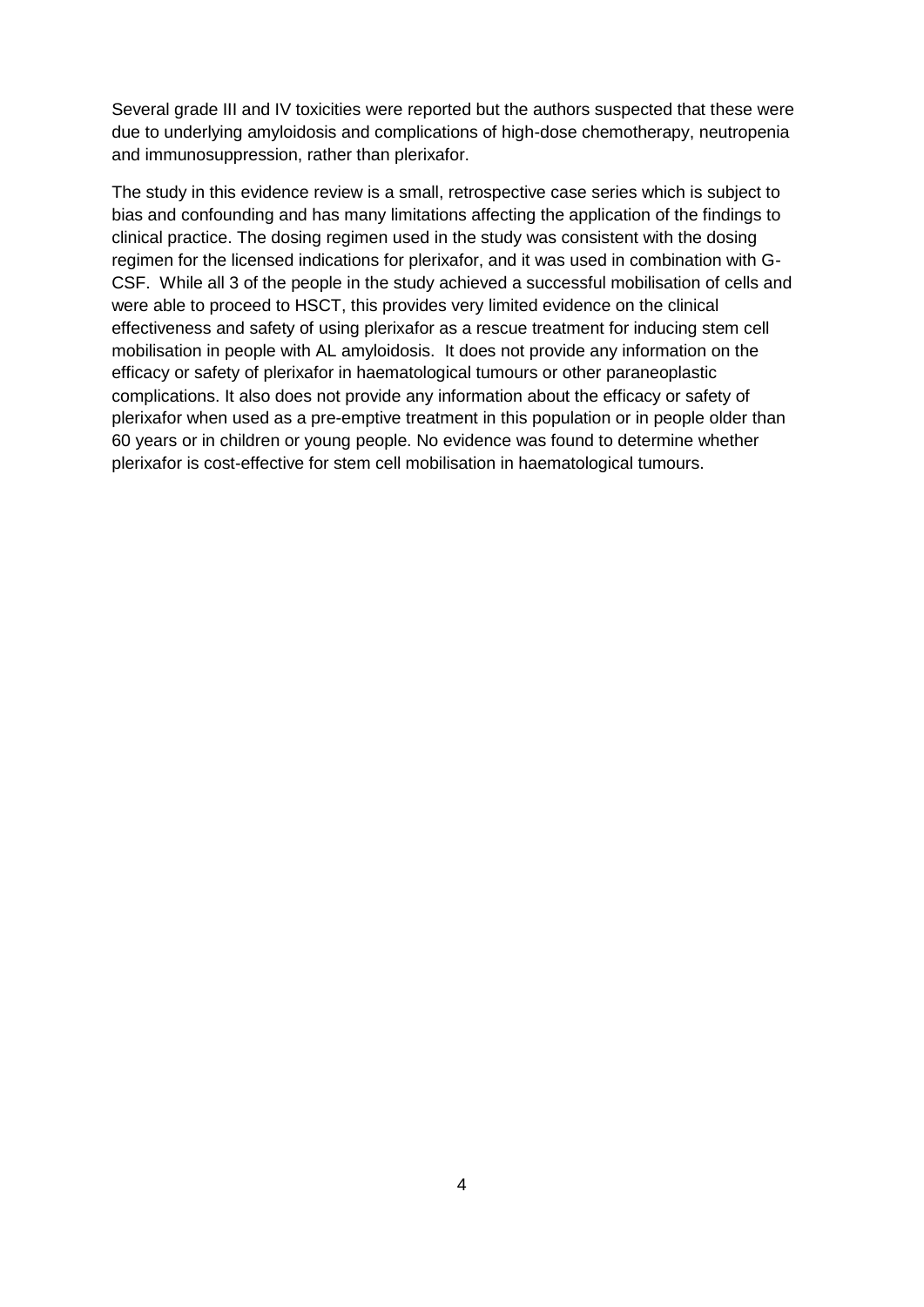Several grade III and IV toxicities were reported but the authors suspected that these were due to underlying amyloidosis and complications of high-dose chemotherapy, neutropenia and immunosuppression, rather than plerixafor.

The study in this evidence review is a small, retrospective case series which is subject to bias and confounding and has many limitations affecting the application of the findings to clinical practice. The dosing regimen used in the study was consistent with the dosing regimen for the licensed indications for plerixafor, and it was used in combination with G-CSF. While all 3 of the people in the study achieved a successful mobilisation of cells and were able to proceed to HSCT, this provides very limited evidence on the clinical effectiveness and safety of using plerixafor as a rescue treatment for inducing stem cell mobilisation in people with AL amyloidosis. It does not provide any information on the efficacy or safety of plerixafor in haematological tumours or other paraneoplastic complications. It also does not provide any information about the efficacy or safety of plerixafor when used as a pre-emptive treatment in this population or in people older than 60 years or in children or young people. No evidence was found to determine whether plerixafor is cost-effective for stem cell mobilisation in haematological tumours.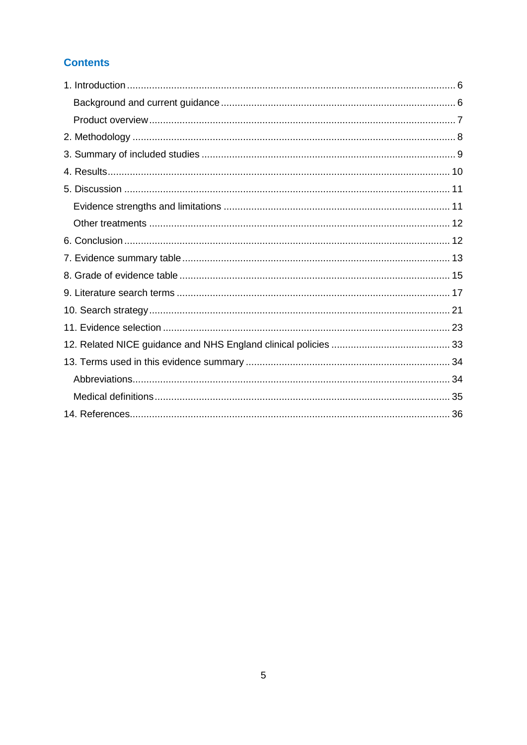## Contents

1. Introduction ... 6
   - Background and current guidance ... 6
   - Product overview ... 7
2. Methodology ... 8
3. Summary of included studies ... 9
4. Results ... 10
5. Discussion ... 11
   - Evidence strengths and limitations ... 11
   - Other treatments ... 12
6. Conclusion ... 12
7. Evidence summary table ... 13
8. Grade of evidence table ... 15
9. Literature search terms ... 17
10. Search strategy ... 21
11. Evidence selection ... 23
12. Related NICE guidance and NHS England clinical policies ... 33
13. Terms used in this evidence summary ... 34
    - Abbreviations ... 34
    - Medical definitions ... 35
14. References ... 36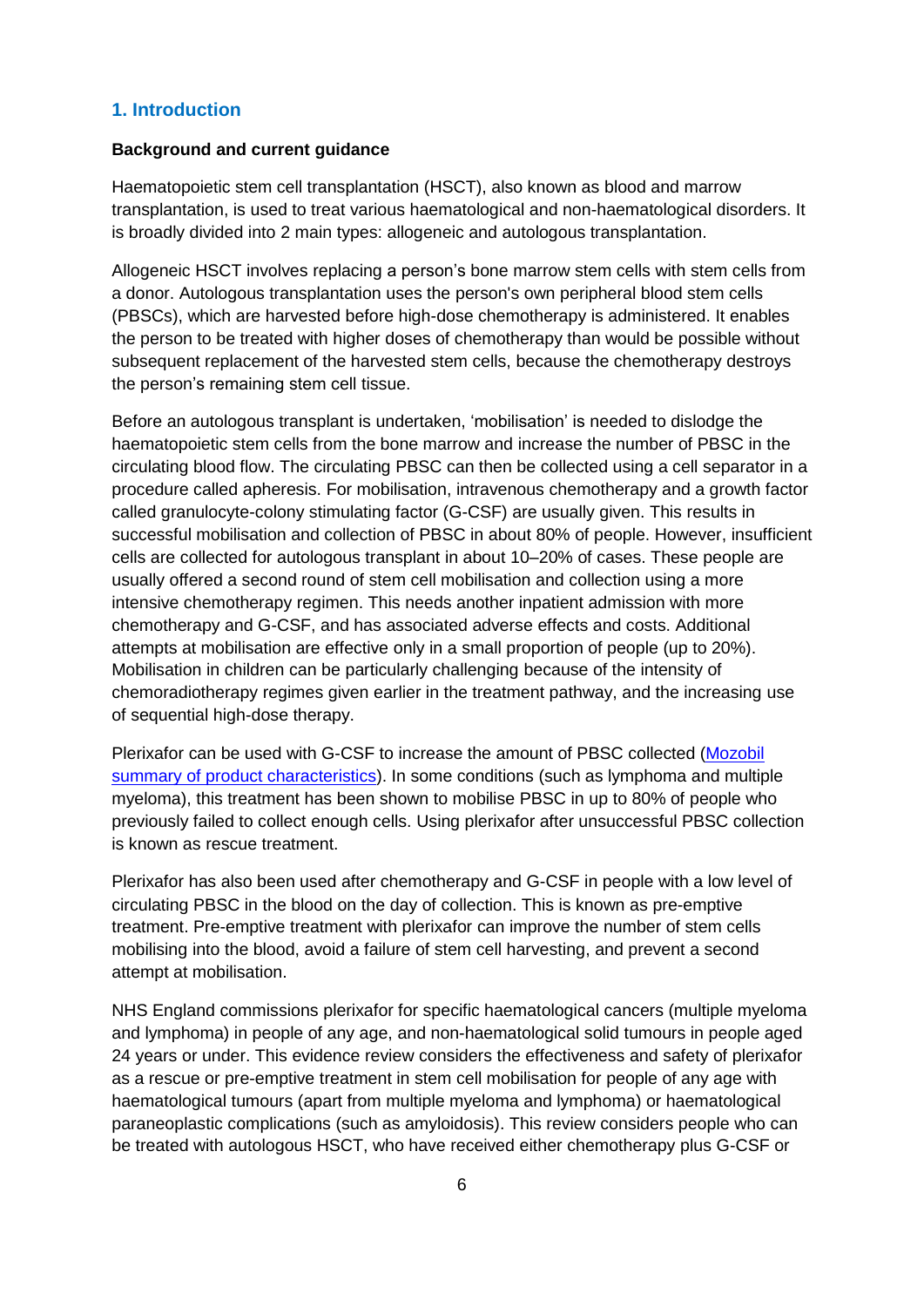## 1. Introduction

**Background and current guidance**

Haematopoietic stem cell transplantation (HSCT), also known as blood and marrow transplantation, is used to treat various haematological and non-haematological disorders. It is broadly divided into 2 main types: allogeneic and autologous transplantation.

Allogeneic HSCT involves replacing a person's bone marrow stem cells with stem cells from a donor. Autologous transplantation uses the person's own peripheral blood stem cells (PBSCs), which are harvested before high-dose chemotherapy is administered. It enables the person to be treated with higher doses of chemotherapy than would be possible without subsequent replacement of the harvested stem cells, because the chemotherapy destroys the person's remaining stem cell tissue.

Before an autologous transplant is undertaken, 'mobilisation' is needed to dislodge the haematopoietic stem cells from the bone marrow and increase the number of PBSC in the circulating blood flow. The circulating PBSC can then be collected using a cell separator in a procedure called apheresis. For mobilisation, intravenous chemotherapy and a growth factor called granulocyte-colony stimulating factor (G-CSF) are usually given. This results in successful mobilisation and collection of PBSC in about 80% of people. However, insufficient cells are collected for autologous transplant in about 10–20% of cases. These people are usually offered a second round of stem cell mobilisation and collection using a more intensive chemotherapy regimen. This needs another inpatient admission with more chemotherapy and G-CSF, and has associated adverse effects and costs. Additional attempts at mobilisation are effective only in a small proportion of people (up to 20%). Mobilisation in children can be particularly challenging because of the intensity of chemoradiotherapy regimes given earlier in the treatment pathway, and the increasing use of sequential high-dose therapy.

Plerixafor can be used with G-CSF to increase the amount of PBSC collected (Mozobil summary of product characteristics). In some conditions (such as lymphoma and multiple myeloma), this treatment has been shown to mobilise PBSC in up to 80% of people who previously failed to collect enough cells. Using plerixafor after unsuccessful PBSC collection is known as rescue treatment.

Plerixafor has also been used after chemotherapy and G-CSF in people with a low level of circulating PBSC in the blood on the day of collection. This is known as pre-emptive treatment. Pre-emptive treatment with plerixafor can improve the number of stem cells mobilising into the blood, avoid a failure of stem cell harvesting, and prevent a second attempt at mobilisation.

NHS England commissions plerixafor for specific haematological cancers (multiple myeloma and lymphoma) in people of any age, and non-haematological solid tumours in people aged 24 years or under. This evidence review considers the effectiveness and safety of plerixafor as a rescue or pre-emptive treatment in stem cell mobilisation for people of any age with haematological tumours (apart from multiple myeloma and lymphoma) or haematological paraneoplastic complications (such as amyloidosis). This review considers people who can be treated with autologous HSCT, who have received either chemotherapy plus G-CSF or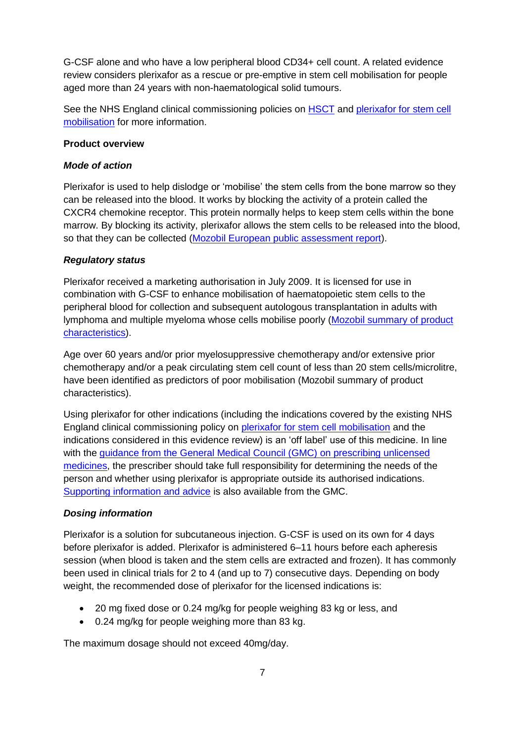G-CSF alone and who have a low peripheral blood CD34+ cell count. A related evidence review considers plerixafor as a rescue or pre-emptive in stem cell mobilisation for people aged more than 24 years with non-haematological solid tumours.

See the NHS England clinical commissioning policies on HSCT and plerixafor for stem cell mobilisation for more information.

**Product overview**

***Mode of action***

Plerixafor is used to help dislodge or 'mobilise' the stem cells from the bone marrow so they can be released into the blood. It works by blocking the activity of a protein called the CXCR4 chemokine receptor. This protein normally helps to keep stem cells within the bone marrow. By blocking its activity, plerixafor allows the stem cells to be released into the blood, so that they can be collected (Mozobil European public assessment report).

***Regulatory status***

Plerixafor received a marketing authorisation in July 2009. It is licensed for use in combination with G-CSF to enhance mobilisation of haematopoietic stem cells to the peripheral blood for collection and subsequent autologous transplantation in adults with lymphoma and multiple myeloma whose cells mobilise poorly (Mozobil summary of product characteristics).

Age over 60 years and/or prior myelosuppressive chemotherapy and/or extensive prior chemotherapy and/or a peak circulating stem cell count of less than 20 stem cells/microlitre, have been identified as predictors of poor mobilisation (Mozobil summary of product characteristics).

Using plerixafor for other indications (including the indications covered by the existing NHS England clinical commissioning policy on plerixafor for stem cell mobilisation and the indications considered in this evidence review) is an 'off label' use of this medicine. In line with the guidance from the General Medical Council (GMC) on prescribing unlicensed medicines, the prescriber should take full responsibility for determining the needs of the person and whether using plerixafor is appropriate outside its authorised indications. Supporting information and advice is also available from the GMC.

***Dosing information***

Plerixafor is a solution for subcutaneous injection. G-CSF is used on its own for 4 days before plerixafor is added. Plerixafor is administered 6–11 hours before each apheresis session (when blood is taken and the stem cells are extracted and frozen). It has commonly been used in clinical trials for 2 to 4 (and up to 7) consecutive days. Depending on body weight, the recommended dose of plerixafor for the licensed indications is:

- 20 mg fixed dose or 0.24 mg/kg for people weighing 83 kg or less, and
- 0.24 mg/kg for people weighing more than 83 kg.

The maximum dosage should not exceed 40mg/day.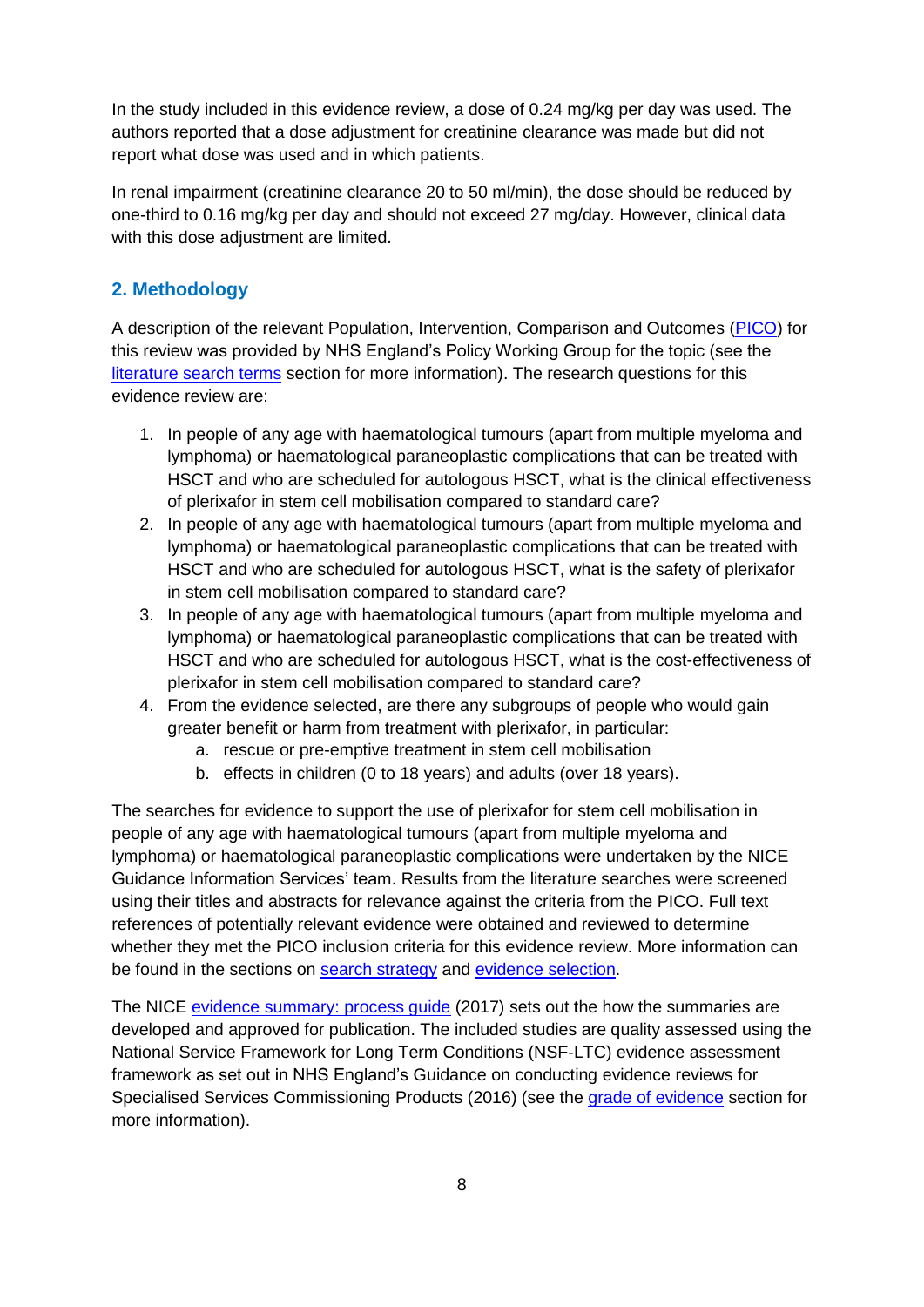In the study included in this evidence review, a dose of 0.24 mg/kg per day was used. The authors reported that a dose adjustment for creatinine clearance was made but did not report what dose was used and in which patients.

In renal impairment (creatinine clearance 20 to 50 ml/min), the dose should be reduced by one-third to 0.16 mg/kg per day and should not exceed 27 mg/day. However, clinical data with this dose adjustment are limited.

## 2. Methodology

A description of the relevant Population, Intervention, Comparison and Outcomes (PICO) for this review was provided by NHS England's Policy Working Group for the topic (see the literature search terms section for more information). The research questions for this evidence review are:

1. In people of any age with haematological tumours (apart from multiple myeloma and lymphoma) or haematological paraneoplastic complications that can be treated with HSCT and who are scheduled for autologous HSCT, what is the clinical effectiveness of plerixafor in stem cell mobilisation compared to standard care?
2. In people of any age with haematological tumours (apart from multiple myeloma and lymphoma) or haematological paraneoplastic complications that can be treated with HSCT and who are scheduled for autologous HSCT, what is the safety of plerixafor in stem cell mobilisation compared to standard care?
3. In people of any age with haematological tumours (apart from multiple myeloma and lymphoma) or haematological paraneoplastic complications that can be treated with HSCT and who are scheduled for autologous HSCT, what is the cost-effectiveness of plerixafor in stem cell mobilisation compared to standard care?
4. From the evidence selected, are there any subgroups of people who would gain greater benefit or harm from treatment with plerixafor, in particular:
    a. rescue or pre-emptive treatment in stem cell mobilisation
    b. effects in children (0 to 18 years) and adults (over 18 years).

The searches for evidence to support the use of plerixafor for stem cell mobilisation in people of any age with haematological tumours (apart from multiple myeloma and lymphoma) or haematological paraneoplastic complications were undertaken by the NICE Guidance Information Services' team. Results from the literature searches were screened using their titles and abstracts for relevance against the criteria from the PICO. Full text references of potentially relevant evidence were obtained and reviewed to determine whether they met the PICO inclusion criteria for this evidence review. More information can be found in the sections on search strategy and evidence selection.

The NICE evidence summary: process guide (2017) sets out the how the summaries are developed and approved for publication. The included studies are quality assessed using the National Service Framework for Long Term Conditions (NSF-LTC) evidence assessment framework as set out in NHS England's Guidance on conducting evidence reviews for Specialised Services Commissioning Products (2016) (see the grade of evidence section for more information).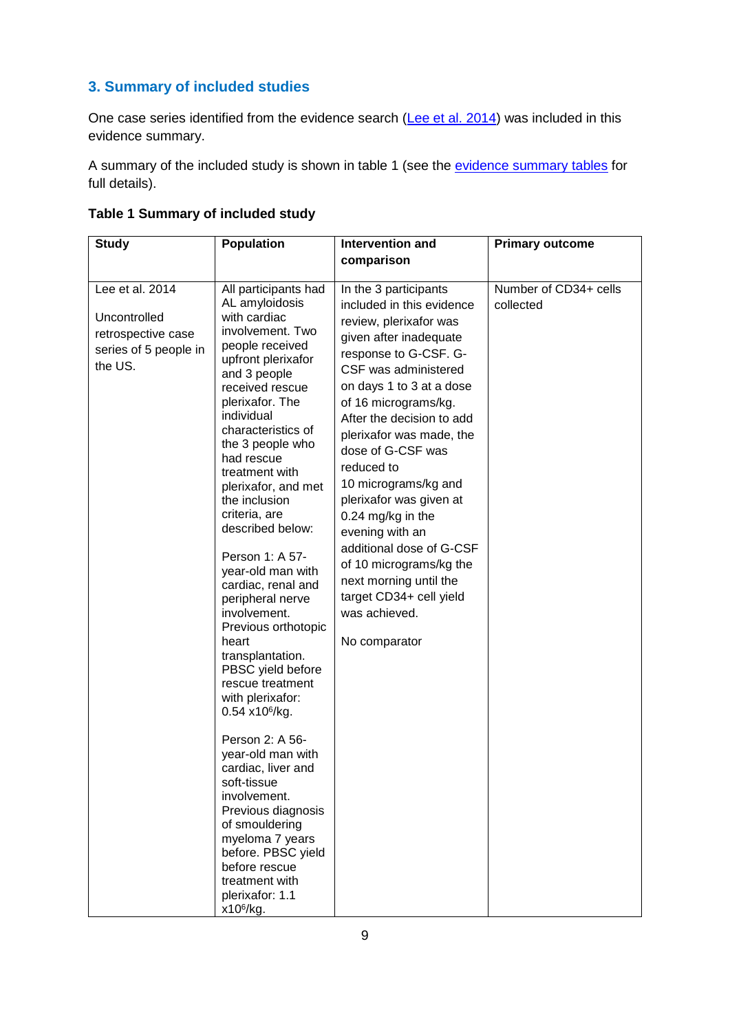## 3. Summary of included studies

One case series identified from the evidence search (Lee et al. 2014) was included in this evidence summary.

A summary of the included study is shown in table 1 (see the evidence summary tables for full details).

**Table 1 Summary of included study**

| Study | Population | Intervention and comparison | Primary outcome |
|---|---|---|---|
| Lee et al. 2014<br><br>Uncontrolled retrospective case series of 5 people in the US. | All participants had AL amyloidosis with cardiac involvement. Two people received upfront plerixafor and 3 people received rescue plerixafor. The individual characteristics of the 3 people who had rescue treatment with plerixafor, and met the inclusion criteria, are described below:<br><br>Person 1: A 57-year-old man with cardiac, renal and peripheral nerve involvement. Previous orthotopic heart transplantation. PBSC yield before rescue treatment with plerixafor: 0.54 $x10^6$/kg.<br><br>Person 2: A 56-year-old man with cardiac, liver and soft-tissue involvement. Previous diagnosis of smouldering myeloma 7 years before. PBSC yield before rescue treatment with plerixafor: 1.1 $x10^6$/kg. | In the 3 participants included in this evidence review, plerixafor was given after inadequate response to G-CSF. G-CSF was administered on days 1 to 3 at a dose of 16 micrograms/kg. After the decision to add plerixafor was made, the dose of G-CSF was reduced to 10 micrograms/kg and plerixafor was given at 0.24 mg/kg in the evening with an additional dose of G-CSF of 10 micrograms/kg the next morning until the target CD34+ cell yield was achieved.<br><br>No comparator | Number of CD34+ cells collected |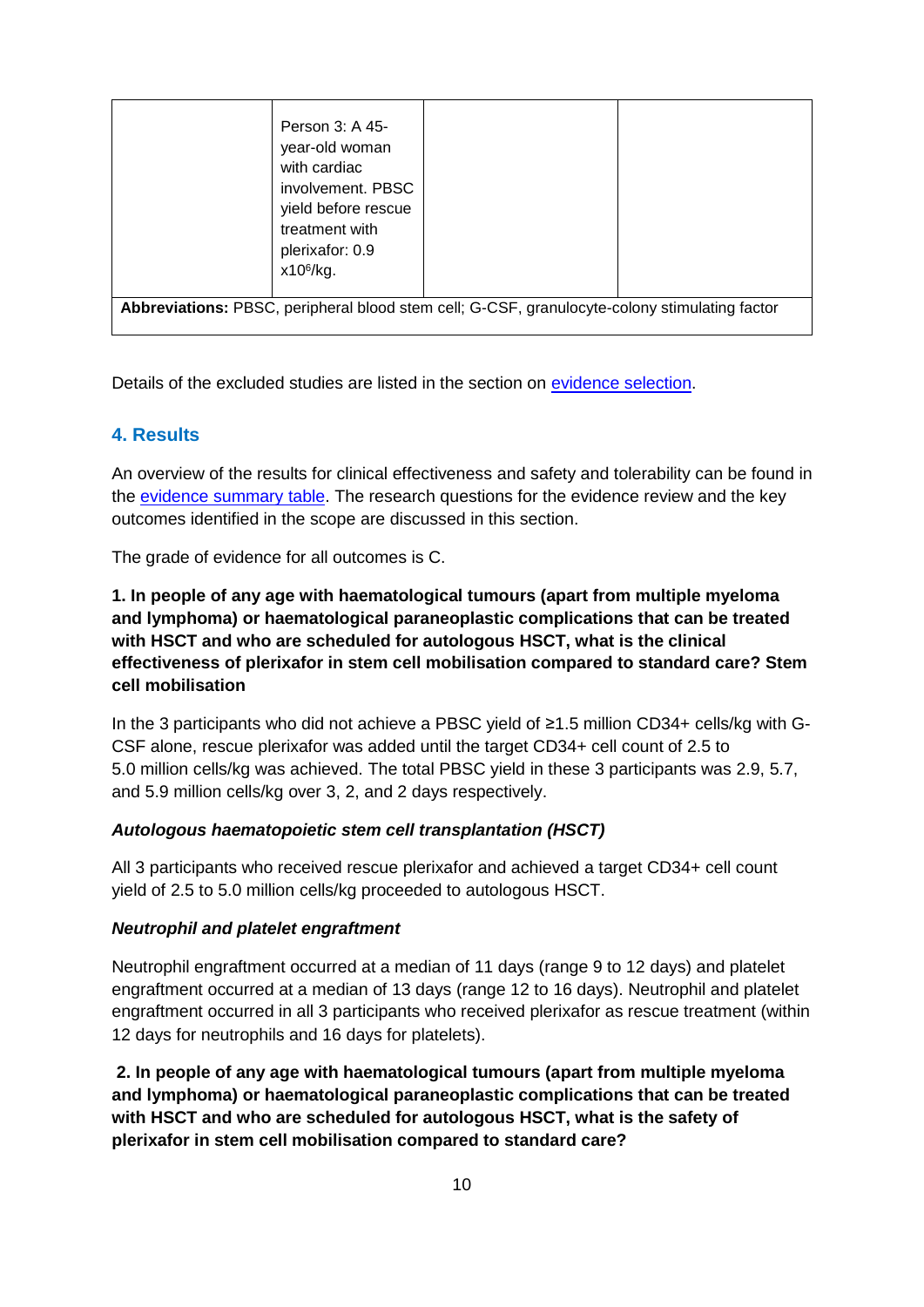|  | Person 3: A 45-year-old woman with cardiac involvement. PBSC yield before rescue treatment with plerixafor: 0.9 $x10^6$/kg. |  |  |
|---|---|---|---|
| **Abbreviations:** PBSC, peripheral blood stem cell; G-CSF, granulocyte-colony stimulating factor | | | |

Details of the excluded studies are listed in the section on evidence selection.

## 4. Results

An overview of the results for clinical effectiveness and safety and tolerability can be found in the evidence summary table. The research questions for the evidence review and the key outcomes identified in the scope are discussed in this section.

The grade of evidence for all outcomes is C.

**1. In people of any age with haematological tumours (apart from multiple myeloma and lymphoma) or haematological paraneoplastic complications that can be treated with HSCT and who are scheduled for autologous HSCT, what is the clinical effectiveness of plerixafor in stem cell mobilisation compared to standard care? Stem cell mobilisation**

In the 3 participants who did not achieve a PBSC yield of ≥1.5 million CD34+ cells/kg with G-CSF alone, rescue plerixafor was added until the target CD34+ cell count of 2.5 to 5.0 million cells/kg was achieved. The total PBSC yield in these 3 participants was 2.9, 5.7, and 5.9 million cells/kg over 3, 2, and 2 days respectively.

***Autologous haematopoietic stem cell transplantation (HSCT)***

All 3 participants who received rescue plerixafor and achieved a target CD34+ cell count yield of 2.5 to 5.0 million cells/kg proceeded to autologous HSCT.

***Neutrophil and platelet engraftment***

Neutrophil engraftment occurred at a median of 11 days (range 9 to 12 days) and platelet engraftment occurred at a median of 13 days (range 12 to 16 days). Neutrophil and platelet engraftment occurred in all 3 participants who received plerixafor as rescue treatment (within 12 days for neutrophils and 16 days for platelets).

**2. In people of any age with haematological tumours (apart from multiple myeloma and lymphoma) or haematological paraneoplastic complications that can be treated with HSCT and who are scheduled for autologous HSCT, what is the safety of plerixafor in stem cell mobilisation compared to standard care?**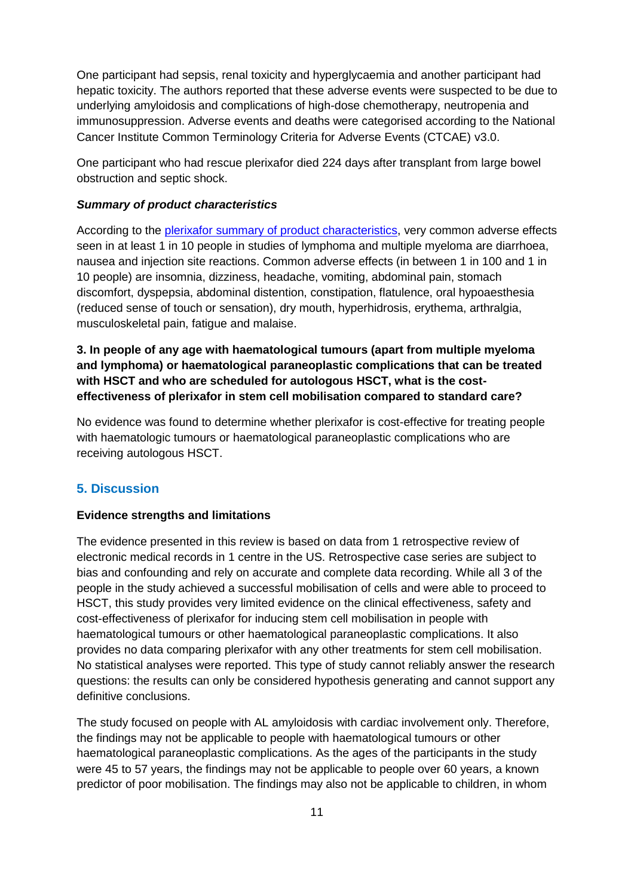One participant had sepsis, renal toxicity and hyperglycaemia and another participant had hepatic toxicity. The authors reported that these adverse events were suspected to be due to underlying amyloidosis and complications of high-dose chemotherapy, neutropenia and immunosuppression. Adverse events and deaths were categorised according to the National Cancer Institute Common Terminology Criteria for Adverse Events (CTCAE) v3.0.

One participant who had rescue plerixafor died 224 days after transplant from large bowel obstruction and septic shock.

***Summary of product characteristics***

According to the [plerixafor summary of product characteristics](), very common adverse effects seen in at least 1 in 10 people in studies of lymphoma and multiple myeloma are diarrhoea, nausea and injection site reactions. Common adverse effects (in between 1 in 100 and 1 in 10 people) are insomnia, dizziness, headache, vomiting, abdominal pain, stomach discomfort, dyspepsia, abdominal distention, constipation, flatulence, oral hypoaesthesia (reduced sense of touch or sensation), dry mouth, hyperhidrosis, erythema, arthralgia, musculoskeletal pain, fatigue and malaise.

**3. In people of any age with haematological tumours (apart from multiple myeloma and lymphoma) or haematological paraneoplastic complications that can be treated with HSCT and who are scheduled for autologous HSCT, what is the cost-effectiveness of plerixafor in stem cell mobilisation compared to standard care?**

No evidence was found to determine whether plerixafor is cost-effective for treating people with haematologic tumours or haematological paraneoplastic complications who are receiving autologous HSCT.

## 5. Discussion

**Evidence strengths and limitations**

The evidence presented in this review is based on data from 1 retrospective review of electronic medical records in 1 centre in the US. Retrospective case series are subject to bias and confounding and rely on accurate and complete data recording. While all 3 of the people in the study achieved a successful mobilisation of cells and were able to proceed to HSCT, this study provides very limited evidence on the clinical effectiveness, safety and cost-effectiveness of plerixafor for inducing stem cell mobilisation in people with haematological tumours or other haematological paraneoplastic complications. It also provides no data comparing plerixafor with any other treatments for stem cell mobilisation. No statistical analyses were reported. This type of study cannot reliably answer the research questions: the results can only be considered hypothesis generating and cannot support any definitive conclusions.

The study focused on people with AL amyloidosis with cardiac involvement only. Therefore, the findings may not be applicable to people with haematological tumours or other haematological paraneoplastic complications. As the ages of the participants in the study were 45 to 57 years, the findings may not be applicable to people over 60 years, a known predictor of poor mobilisation. The findings may also not be applicable to children, in whom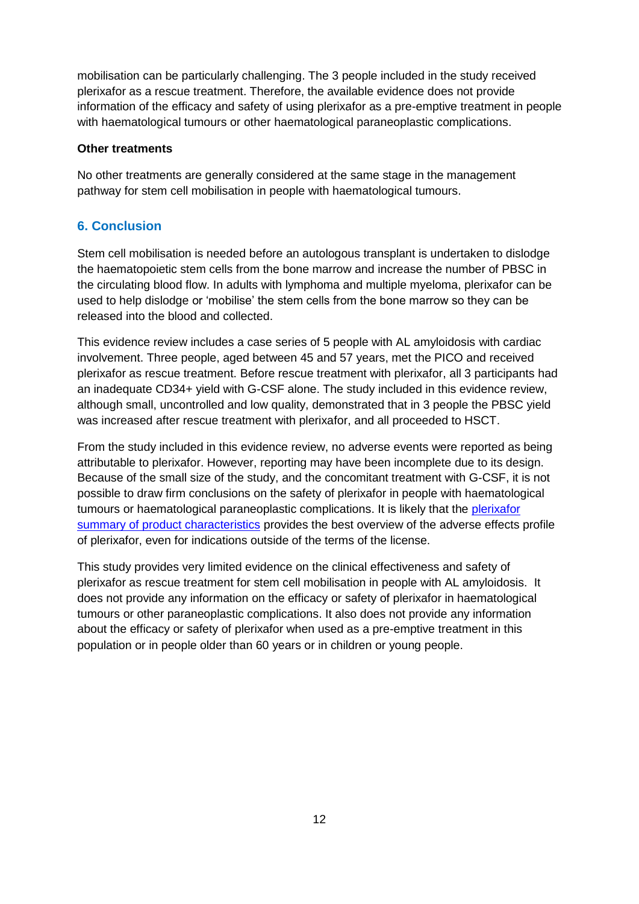mobilisation can be particularly challenging. The 3 people included in the study received plerixafor as a rescue treatment. Therefore, the available evidence does not provide information of the efficacy and safety of using plerixafor as a pre-emptive treatment in people with haematological tumours or other haematological paraneoplastic complications.

**Other treatments**

No other treatments are generally considered at the same stage in the management pathway for stem cell mobilisation in people with haematological tumours.

## 6. Conclusion

Stem cell mobilisation is needed before an autologous transplant is undertaken to dislodge the haematopoietic stem cells from the bone marrow and increase the number of PBSC in the circulating blood flow. In adults with lymphoma and multiple myeloma, plerixafor can be used to help dislodge or 'mobilise' the stem cells from the bone marrow so they can be released into the blood and collected.

This evidence review includes a case series of 5 people with AL amyloidosis with cardiac involvement. Three people, aged between 45 and 57 years, met the PICO and received plerixafor as rescue treatment. Before rescue treatment with plerixafor, all 3 participants had an inadequate CD34+ yield with G-CSF alone. The study included in this evidence review, although small, uncontrolled and low quality, demonstrated that in 3 people the PBSC yield was increased after rescue treatment with plerixafor, and all proceeded to HSCT.

From the study included in this evidence review, no adverse events were reported as being attributable to plerixafor. However, reporting may have been incomplete due to its design. Because of the small size of the study, and the concomitant treatment with G-CSF, it is not possible to draw firm conclusions on the safety of plerixafor in people with haematological tumours or haematological paraneoplastic complications. It is likely that the plerixafor summary of product characteristics provides the best overview of the adverse effects profile of plerixafor, even for indications outside of the terms of the license.

This study provides very limited evidence on the clinical effectiveness and safety of plerixafor as rescue treatment for stem cell mobilisation in people with AL amyloidosis. It does not provide any information on the efficacy or safety of plerixafor in haematological tumours or other paraneoplastic complications. It also does not provide any information about the efficacy or safety of plerixafor when used as a pre-emptive treatment in this population or in people older than 60 years or in children or young people.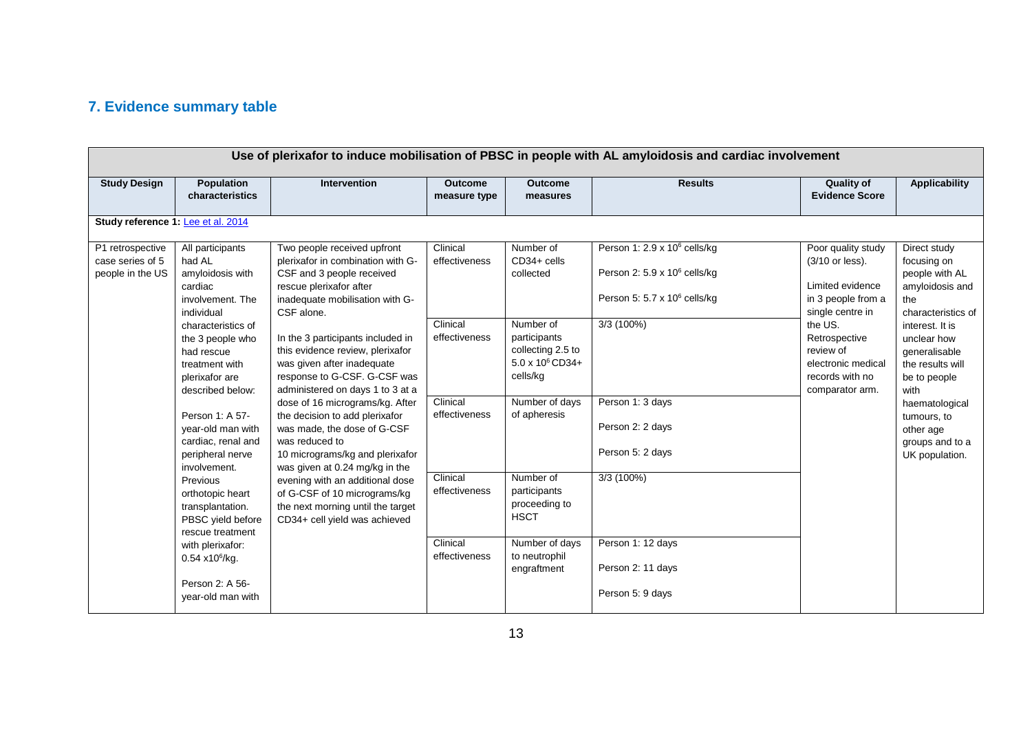## 7. Evidence summary table

| Use of plerixafor to induce mobilisation of PBSC in people with AL amyloidosis and cardiac involvement | | | | | | | |
|---|---|---|---|---|---|---|---|
| **Study Design** | **Population characteristics** | **Intervention** | **Outcome measure type** | **Outcome measures** | **Results** | **Quality of Evidence Score** | **Applicability** |
| **Study reference 1:** Lee et al. 2014 | | | | | | | |
| P1 retrospective case series of 5 people in the US | All participants had AL amyloidosis with cardiac involvement. The individual characteristics of the 3 people who had rescue treatment with plerixafor are described below:<br><br>Person 1: A 57-year-old man with cardiac, renal and peripheral nerve involvement. Previous orthotopic heart transplantation. PBSC yield before rescue treatment with plerixafor: 0.54 x$10^6$/kg.<br><br>Person 2: A 56-year-old man with | Two people received upfront plerixafor in combination with G-CSF and 3 people received rescue plerixafor after inadequate mobilisation with G-CSF alone.<br><br>In the 3 participants included in this evidence review, plerixafor was given after inadequate response to G-CSF. G-CSF was administered on days 1 to 3 at a dose of 16 micrograms/kg. After the decision to add plerixafor was made, the dose of G-CSF was reduced to 10 micrograms/kg and plerixafor was given at 0.24 mg/kg in the evening with an additional dose of G-CSF of 10 micrograms/kg the next morning until the target CD34+ cell yield was achieved | Clinical effectiveness | Number of CD34+ cells collected | Person 1: 2.9 x $10^6$ cells/kg<br><br>Person 2: 5.9 x $10^6$ cells/kg<br><br>Person 5: 5.7 x $10^6$ cells/kg | Poor quality study (3/10 or less).<br><br>Limited evidence in 3 people from a single centre in the US. Retrospective review of electronic medical records with no comparator arm. | Direct study focusing on people with AL amyloidosis and the characteristics of interest. It is unclear how generalisable the results will be to people with haematological tumours, to other age groups and to a UK population. |
| | | | Clinical effectiveness | Number of participants collecting 2.5 to 5.0 x $10^6$ CD34+ cells/kg | 3/3 (100%) | | |
| | | | Clinical effectiveness | Number of days of apheresis | Person 1: 3 days<br><br>Person 2: 2 days<br><br>Person 5: 2 days | | |
| | | | Clinical effectiveness | Number of participants proceeding to HSCT | 3/3 (100%) | | |
| | | | Clinical effectiveness | Number of days to neutrophil engraftment | Person 1: 12 days<br><br>Person 2: 11 days<br><br>Person 5: 9 days | | |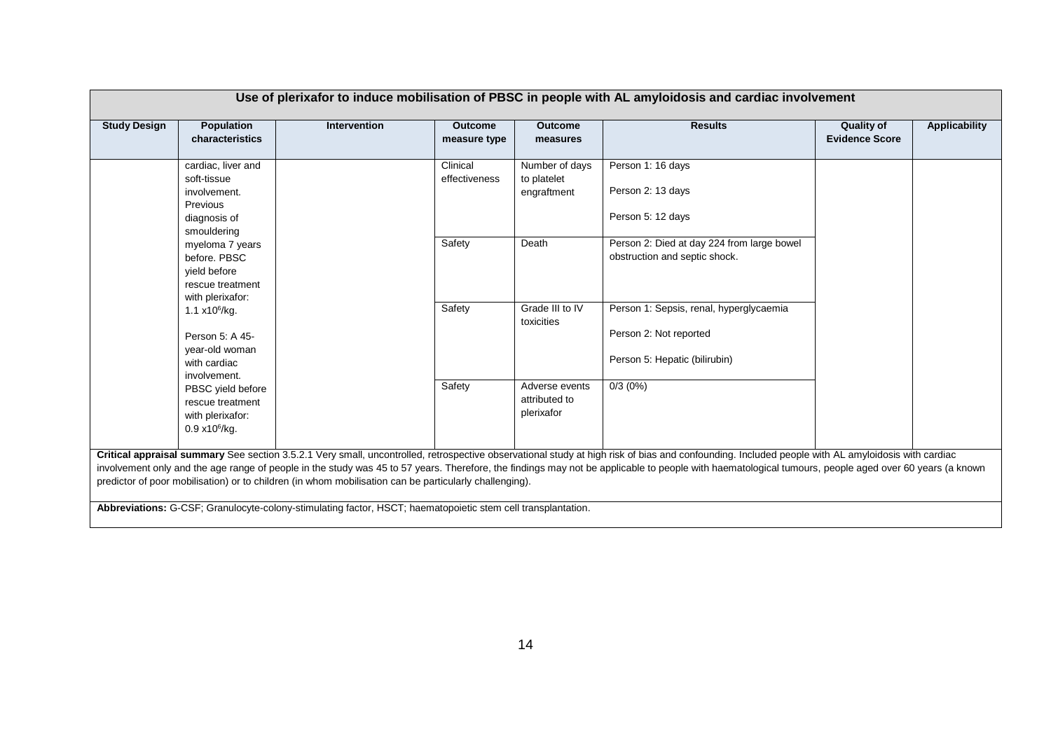| Use of plerixafor to induce mobilisation of PBSC in people with AL amyloidosis and cardiac involvement | | | | | | | |
|---|---|---|---|---|---|---|---|
| **Study Design** | **Population characteristics** | **Intervention** | **Outcome measure type** | **Outcome measures** | **Results** | **Quality of Evidence Score** | **Applicability** |
| | cardiac, liver and soft-tissue involvement. Previous diagnosis of smouldering myeloma 7 years before. PBSC yield before rescue treatment with plerixafor: 1.1 x$10^6$/kg.<br><br>Person 5: A 45-year-old woman with cardiac involvement. PBSC yield before rescue treatment with plerixafor: 0.9 x$10^6$/kg. | | Clinical effectiveness | Number of days to platelet engraftment | Person 1: 16 days<br><br>Person 2: 13 days<br><br>Person 5: 12 days | | |
| | | | Safety | Death | Person 2: Died at day 224 from large bowel obstruction and septic shock. | | |
| | | | Safety | Grade III to IV toxicities | Person 1: Sepsis, renal, hyperglycaemia<br><br>Person 2: Not reported<br><br>Person 5: Hepatic (bilirubin) | | |
| | | | Safety | Adverse events attributed to plerixafor | 0/3 (0%) | | |

**Critical appraisal summary** See section 3.5.2.1 Very small, uncontrolled, retrospective observational study at high risk of bias and confounding. Included people with AL amyloidosis with cardiac involvement only and the age range of people in the study was 45 to 57 years. Therefore, the findings may not be applicable to people with haematological tumours, people aged over 60 years (a known predictor of poor mobilisation) or to children (in whom mobilisation can be particularly challenging).

**Abbreviations:** G-CSF; Granulocyte-colony-stimulating factor, HSCT; haematopoietic stem cell transplantation.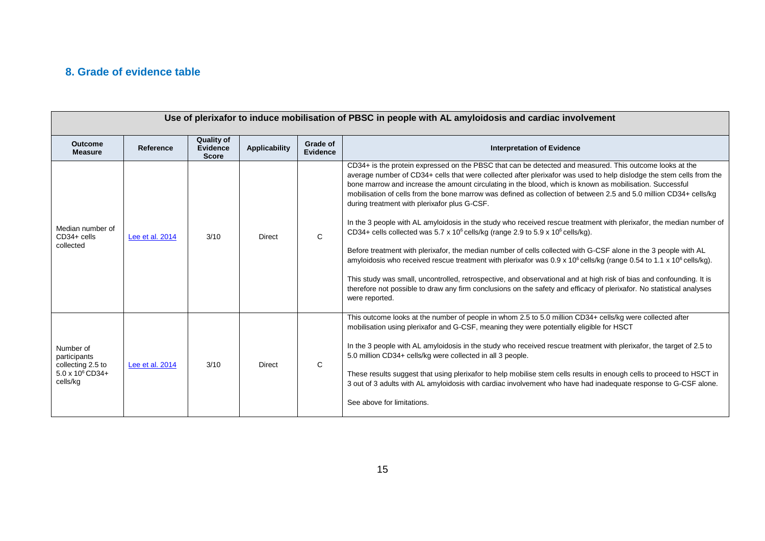## 8. Grade of evidence table

| Use of plerixafor to induce mobilisation of PBSC in people with AL amyloidosis and cardiac involvement | | | | | |
|---|---|---|---|---|---|
| **Outcome Measure** | **Reference** | **Quality of Evidence Score** | **Applicability** | **Grade of Evidence** | **Interpretation of Evidence** |
| Median number of CD34+ cells collected | [Lee et al. 2014]() | 3/10 | Direct | C | CD34+ is the protein expressed on the PBSC that can be detected and measured. This outcome looks at the average number of CD34+ cells that were collected after plerixafor was used to help dislodge the stem cells from the bone marrow and increase the amount circulating in the blood, which is known as mobilisation. Successful mobilisation of cells from the bone marrow was defined as collection of between 2.5 and 5.0 million CD34+ cells/kg during treatment with plerixafor plus G-CSF.<br><br>In the 3 people with AL amyloidosis in the study who received rescue treatment with plerixafor, the median number of CD34+ cells collected was 5.7 x $10^6$ cells/kg (range 2.9 to 5.9 x $10^6$ cells/kg).<br><br>Before treatment with plerixafor, the median number of cells collected with G-CSF alone in the 3 people with AL amyloidosis who received rescue treatment with plerixafor was 0.9 x $10^6$ cells/kg (range 0.54 to 1.1 x $10^6$ cells/kg).<br><br>This study was small, uncontrolled, retrospective, and observational and at high risk of bias and confounding. It is therefore not possible to draw any firm conclusions on the safety and efficacy of plerixafor. No statistical analyses were reported. |
| Number of participants collecting 2.5 to 5.0 x $10^6$ CD34+ cells/kg | [Lee et al. 2014]() | 3/10 | Direct | C | This outcome looks at the number of people in whom 2.5 to 5.0 million CD34+ cells/kg were collected after mobilisation using plerixafor and G-CSF, meaning they were potentially eligible for HSCT<br><br>In the 3 people with AL amyloidosis in the study who received rescue treatment with plerixafor, the target of 2.5 to 5.0 million CD34+ cells/kg were collected in all 3 people.<br><br>These results suggest that using plerixafor to help mobilise stem cells results in enough cells to proceed to HSCT in 3 out of 3 adults with AL amyloidosis with cardiac involvement who have had inadequate response to G-CSF alone.<br><br>See above for limitations. |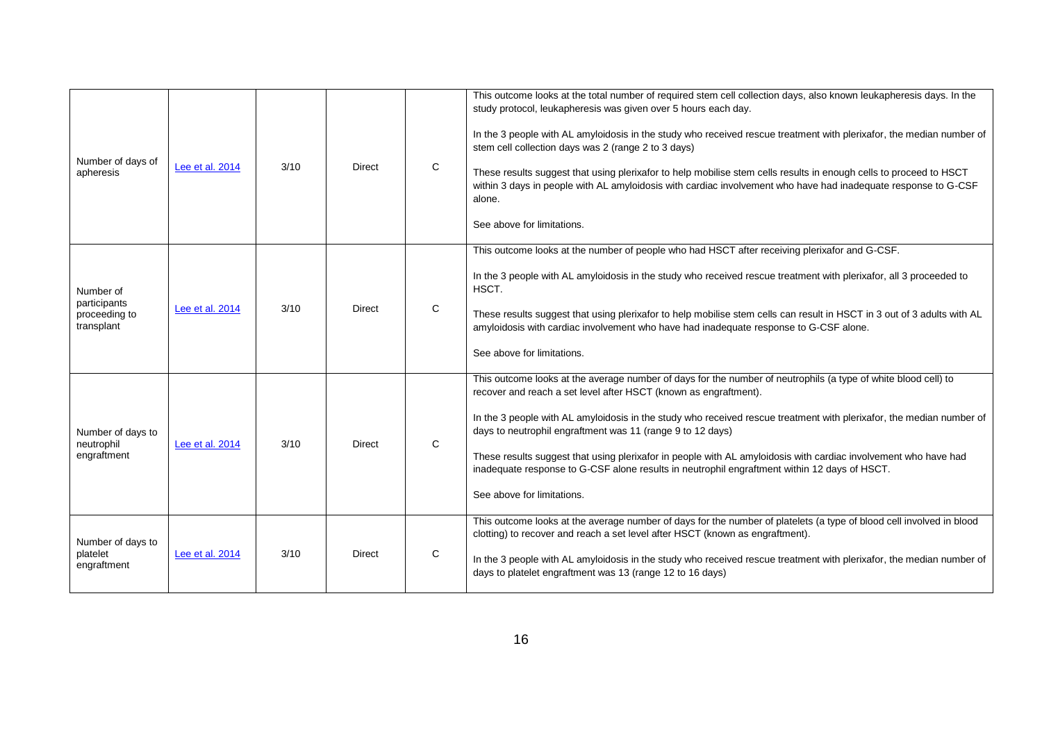| Number of days of apheresis | Lee et al. 2014 | 3/10 | Direct | C | This outcome looks at the total number of required stem cell collection days, also known leukapheresis days. In the study protocol, leukapheresis was given over 5 hours each day.<br><br>In the 3 people with AL amyloidosis in the study who received rescue treatment with plerixafor, the median number of stem cell collection days was 2 (range 2 to 3 days)<br><br>These results suggest that using plerixafor to help mobilise stem cells results in enough cells to proceed to HSCT within 3 days in people with AL amyloidosis with cardiac involvement who have had inadequate response to G-CSF alone.<br><br>See above for limitations. |
|---|---|---|---|---|---|
| Number of participants proceeding to transplant | Lee et al. 2014 | 3/10 | Direct | C | This outcome looks at the number of people who had HSCT after receiving plerixafor and G-CSF.<br><br>In the 3 people with AL amyloidosis in the study who received rescue treatment with plerixafor, all 3 proceeded to HSCT.<br><br>These results suggest that using plerixafor to help mobilise stem cells can result in HSCT in 3 out of 3 adults with AL amyloidosis with cardiac involvement who have had inadequate response to G-CSF alone.<br><br>See above for limitations. |
| Number of days to neutrophil engraftment | Lee et al. 2014 | 3/10 | Direct | C | This outcome looks at the average number of days for the number of neutrophils (a type of white blood cell) to recover and reach a set level after HSCT (known as engraftment).<br><br>In the 3 people with AL amyloidosis in the study who received rescue treatment with plerixafor, the median number of days to neutrophil engraftment was 11 (range 9 to 12 days)<br><br>These results suggest that using plerixafor in people with AL amyloidosis with cardiac involvement who have had inadequate response to G-CSF alone results in neutrophil engraftment within 12 days of HSCT.<br><br>See above for limitations. |
| Number of days to platelet engraftment | Lee et al. 2014 | 3/10 | Direct | C | This outcome looks at the average number of days for the number of platelets (a type of blood cell involved in blood clotting) to recover and reach a set level after HSCT (known as engraftment).<br><br>In the 3 people with AL amyloidosis in the study who received rescue treatment with plerixafor, the median number of days to platelet engraftment was 13 (range 12 to 16 days) |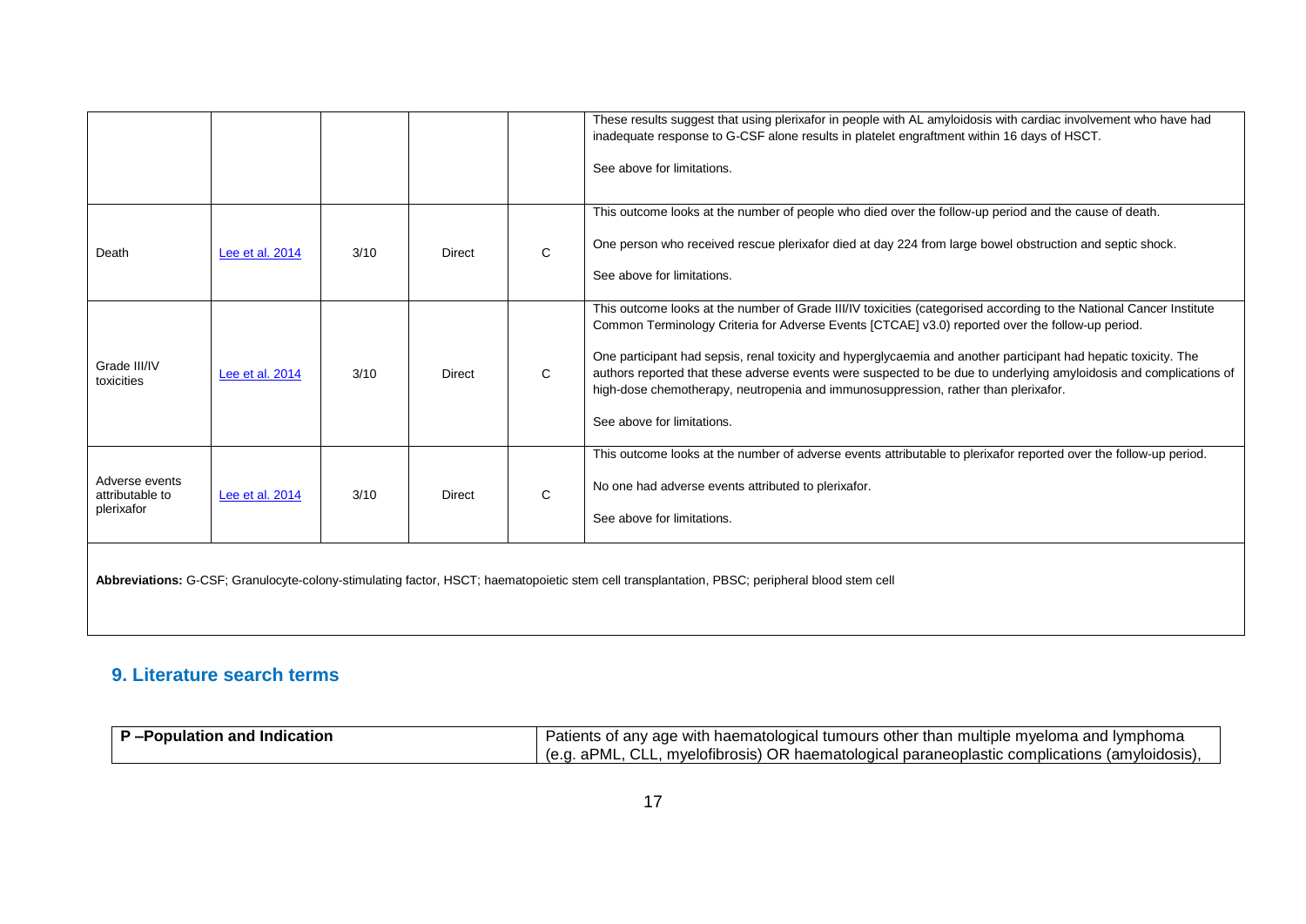| | | | | | |
|---|---|---|---|---|---|
| | | | | | These results suggest that using plerixafor in people with AL amyloidosis with cardiac involvement who have had inadequate response to G-CSF alone results in platelet engraftment within 16 days of HSCT.<br><br>See above for limitations. |
| Death | Lee et al. 2014 | 3/10 | Direct | C | This outcome looks at the number of people who died over the follow-up period and the cause of death.<br><br>One person who received rescue plerixafor died at day 224 from large bowel obstruction and septic shock.<br><br>See above for limitations. |
| Grade III/IV toxicities | Lee et al. 2014 | 3/10 | Direct | C | This outcome looks at the number of Grade III/IV toxicities (categorised according to the National Cancer Institute Common Terminology Criteria for Adverse Events [CTCAE] v3.0) reported over the follow-up period.<br><br>One participant had sepsis, renal toxicity and hyperglycaemia and another participant had hepatic toxicity. The authors reported that these adverse events were suspected to be due to underlying amyloidosis and complications of high-dose chemotherapy, neutropenia and immunosuppression, rather than plerixafor.<br><br>See above for limitations. |
| Adverse events attributable to plerixafor | Lee et al. 2014 | 3/10 | Direct | C | This outcome looks at the number of adverse events attributable to plerixafor reported over the follow-up period.<br><br>No one had adverse events attributed to plerixafor.<br><br>See above for limitations. |

**Abbreviations:** G-CSF; Granulocyte-colony-stimulating factor, HSCT; haematopoietic stem cell transplantation, PBSC; peripheral blood stem cell

## 9. Literature search terms

| **P –Population and Indication** | Patients of any age with haematological tumours other than multiple myeloma and lymphoma (e.g. aPML, CLL, myelofibrosis) OR haematological paraneoplastic complications (amyloidosis), |
|---|---|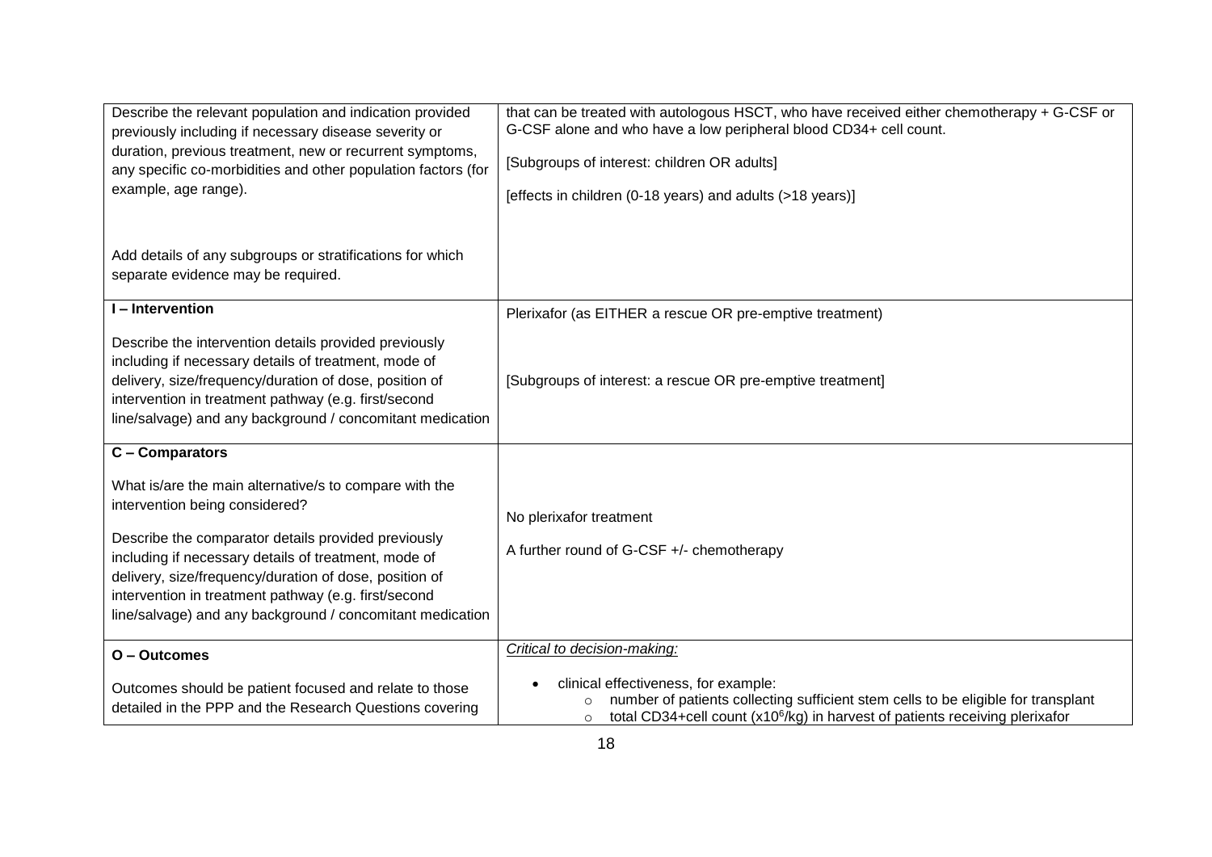| | |
|---|---|
| Describe the relevant population and indication provided previously including if necessary disease severity or duration, previous treatment, new or recurrent symptoms, any specific co-morbidities and other population factors (for example, age range).<br><br>Add details of any subgroups or stratifications for which separate evidence may be required. | that can be treated with autologous HSCT, who have received either chemotherapy + G-CSF or G-CSF alone and who have a low peripheral blood CD34+ cell count.<br><br>[Subgroups of interest: children OR adults]<br><br>[effects in children (0-18 years) and adults (>18 years)] |
| **I – Intervention**<br><br>Describe the intervention details provided previously including if necessary details of treatment, mode of delivery, size/frequency/duration of dose, position of intervention in treatment pathway (e.g. first/second line/salvage) and any background / concomitant medication | Plerixafor (as EITHER a rescue OR pre-emptive treatment)<br><br>[Subgroups of interest: a rescue OR pre-emptive treatment] |
| **C – Comparators**<br><br>What is/are the main alternative/s to compare with the intervention being considered?<br><br>Describe the comparator details provided previously including if necessary details of treatment, mode of delivery, size/frequency/duration of dose, position of intervention in treatment pathway (e.g. first/second line/salvage) and any background / concomitant medication | No plerixafor treatment<br><br>A further round of G-CSF +/- chemotherapy |
| **O – Outcomes**<br><br>Outcomes should be patient focused and relate to those detailed in the PPP and the Research Questions covering | *Critical to decision-making:*<br><br>• clinical effectiveness, for example:<br>&nbsp;&nbsp;&nbsp;&nbsp;○ number of patients collecting sufficient stem cells to be eligible for transplant<br>&nbsp;&nbsp;&nbsp;&nbsp;○ total CD34+cell count ($x10^6$/kg) in harvest of patients receiving plerixafor |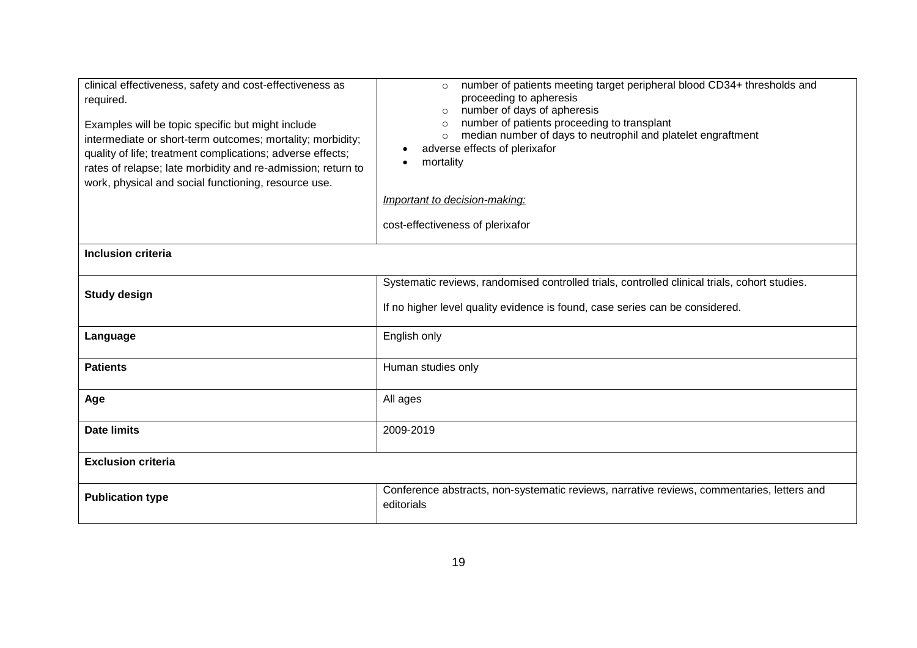| | |
|---|---|
| clinical effectiveness, safety and cost-effectiveness as required.<br><br>Examples will be topic specific but might include intermediate or short-term outcomes; mortality; morbidity; quality of life; treatment complications; adverse effects; rates of relapse; late morbidity and re-admission; return to work, physical and social functioning, resource use. | ◦ number of patients meeting target peripheral blood CD34+ thresholds and proceeding to apheresis<br>◦ number of days of apheresis<br>◦ number of patients proceeding to transplant<br>◦ median number of days to neutrophil and platelet engraftment<br>• adverse effects of plerixafor<br>• mortality<br><br>*Important to decision-making:*<br><br>cost-effectiveness of plerixafor |
| **Inclusion criteria** | |
| **Study design** | Systematic reviews, randomised controlled trials, controlled clinical trials, cohort studies.<br><br>If no higher level quality evidence is found, case series can be considered. |
| **Language** | English only |
| **Patients** | Human studies only |
| **Age** | All ages |
| **Date limits** | 2009-2019 |
| **Exclusion criteria** | |
| **Publication type** | Conference abstracts, non-systematic reviews, narrative reviews, commentaries, letters and editorials |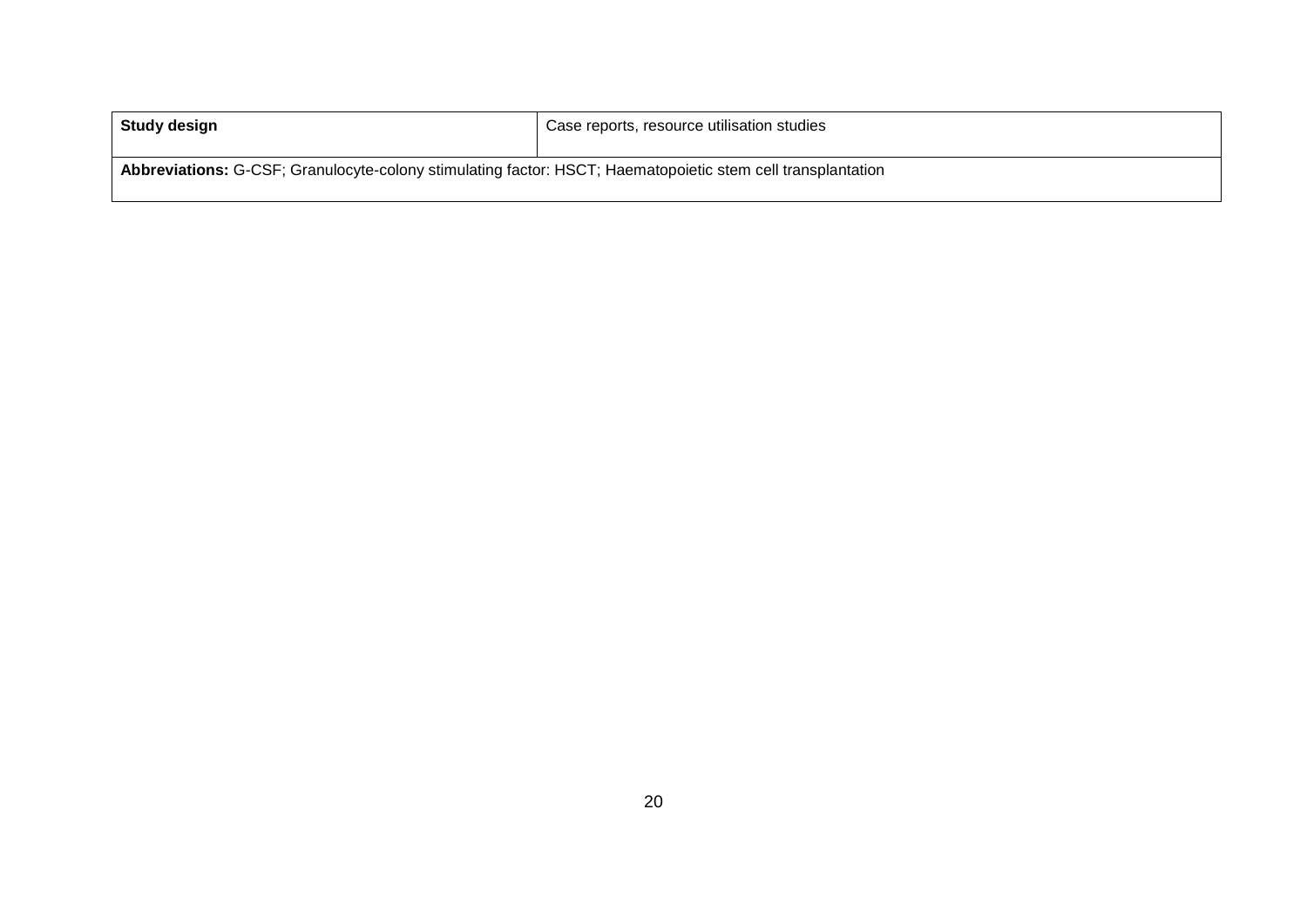| **Study design** | Case reports, resource utilisation studies |
|---|---|
| **Abbreviations:** G-CSF; Granulocyte-colony stimulating factor: HSCT; Haematopoietic stem cell transplantation | |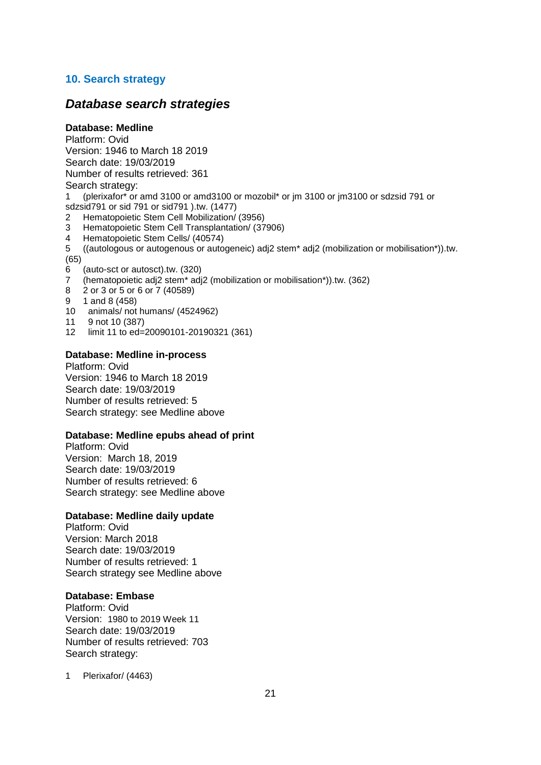## 10. Search strategy

### *Database search strategies*

**Database: Medline**

Platform: Ovid
Version: 1946 to March 18 2019
Search date: 19/03/2019
Number of results retrieved: 361
Search strategy:

1 (plerixafor* or amd 3100 or amd3100 or mozobil* or jm 3100 or jm3100 or sdzsid 791 or sdzsid791 or sid 791 or sid791 ).tw. (1477)
2 Hematopoietic Stem Cell Mobilization/ (3956)
3 Hematopoietic Stem Cell Transplantation/ (37906)
4 Hematopoietic Stem Cells/ (40574)
5 ((autologous or autogenous or autogeneic) adj2 stem* adj2 (mobilization or mobilisation*)).tw. (65)
6 (auto-sct or autosct).tw. (320)
7 (hematopoietic adj2 stem* adj2 (mobilization or mobilisation*)).tw. (362)
8 2 or 3 or 5 or 6 or 7 (40589)
9 1 and 8 (458)
10 animals/ not humans/ (4524962)
11 9 not 10 (387)
12 limit 11 to ed=20090101-20190321 (361)

**Database: Medline in-process**

Platform: Ovid
Version: 1946 to March 18 2019
Search date: 19/03/2019
Number of results retrieved: 5
Search strategy: see Medline above

**Database: Medline epubs ahead of print**

Platform: Ovid
Version: March 18, 2019
Search date: 19/03/2019
Number of results retrieved: 6
Search strategy: see Medline above

**Database: Medline daily update**

Platform: Ovid
Version: March 2018
Search date: 19/03/2019
Number of results retrieved: 1
Search strategy see Medline above

**Database: Embase**

Platform: Ovid
Version: 1980 to 2019 Week 11
Search date: 19/03/2019
Number of results retrieved: 703
Search strategy:

1 Plerixafor/ (4463)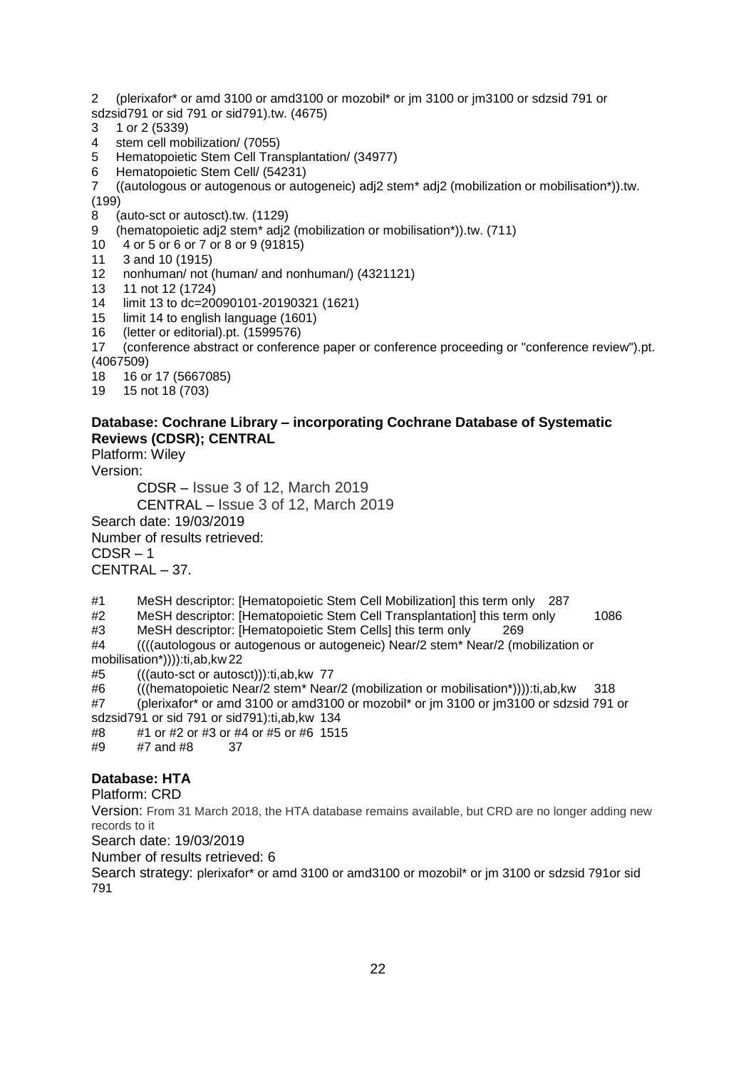2 (plerixafor* or amd 3100 or amd3100 or mozobil* or jm 3100 or jm3100 or sdzsid 791 or sdzsid791 or sid 791 or sid791).tw. (4675)
3 1 or 2 (5339)
4 stem cell mobilization/ (7055)
5 Hematopoietic Stem Cell Transplantation/ (34977)
6 Hematopoietic Stem Cell/ (54231)
7 ((autologous or autogenous or autogeneic) adj2 stem* adj2 (mobilization or mobilisation*)).tw. (199)
8 (auto-sct or autosct).tw. (1129)
9 (hematopoietic adj2 stem* adj2 (mobilization or mobilisation*)).tw. (711)
10 4 or 5 or 6 or 7 or 8 or 9 (91815)
11 3 and 10 (1915)
12 nonhuman/ not (human/ and nonhuman/) (4321121)
13 11 not 12 (1724)
14 limit 13 to dc=20090101-20190321 (1621)
15 limit 14 to english language (1601)
16 (letter or editorial).pt. (1599576)
17 (conference abstract or conference paper or conference proceeding or "conference review").pt. (4067509)
18 16 or 17 (5667085)
19 15 not 18 (703)

**Database: Cochrane Library – incorporating Cochrane Database of Systematic Reviews (CDSR); CENTRAL**

Platform: Wiley

Version:

CDSR – Issue 3 of 12, March 2019

CENTRAL – Issue 3 of 12, March 2019

Search date: 19/03/2019

Number of results retrieved:

CDSR – 1

CENTRAL – 37.

#1 MeSH descriptor: [Hematopoietic Stem Cell Mobilization] this term only 287
#2 MeSH descriptor: [Hematopoietic Stem Cell Transplantation] this term only 1086
#3 MeSH descriptor: [Hematopoietic Stem Cells] this term only 269
#4 ((((autologous or autogenous or autogeneic) Near/2 stem* Near/2 (mobilization or mobilisation*)))):ti,ab,kw 22
#5 (((auto-sct or autosct))):ti,ab,kw 77
#6 (((hematopoietic Near/2 stem* Near/2 (mobilization or mobilisation*)))):ti,ab,kw 318
#7 (plerixafor* or amd 3100 or amd3100 or mozobil* or jm 3100 or jm3100 or sdzsid 791 or sdzsid791 or sid 791 or sid791):ti,ab,kw 134
#8 #1 or #2 or #3 or #4 or #5 or #6 1515
#9 #7 and #8 37

**Database: HTA**

Platform: CRD

Version: From 31 March 2018, the HTA database remains available, but CRD are no longer adding new records to it

Search date: 19/03/2019

Number of results retrieved: 6

Search strategy: plerixafor* or amd 3100 or amd3100 or mozobil* or jm 3100 or sdzsid 791or sid 791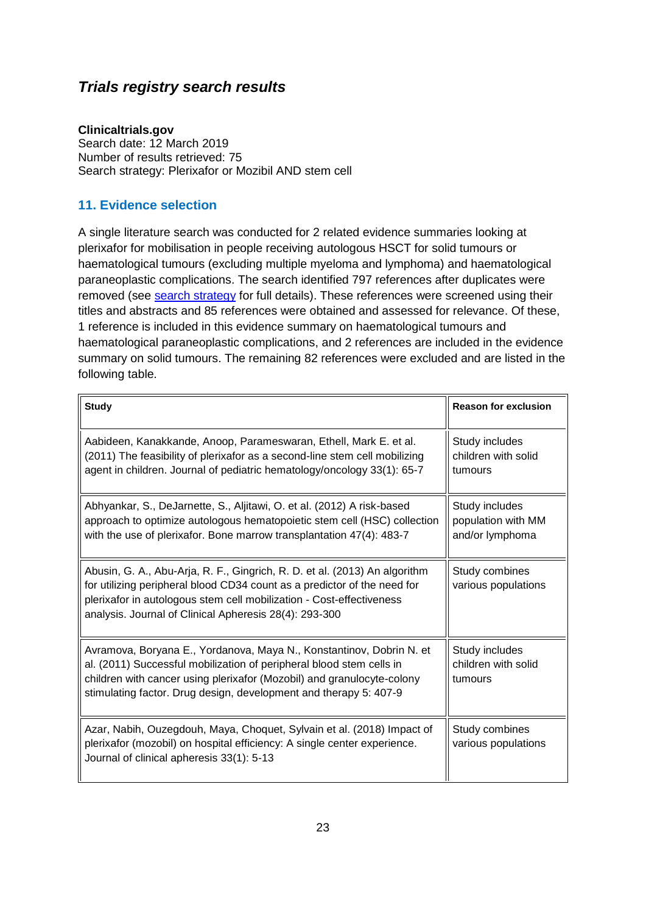## *Trials registry search results*

**Clinicaltrials.gov**
Search date: 12 March 2019
Number of results retrieved: 75
Search strategy: Plerixafor or Mozibil AND stem cell

## 11. Evidence selection

A single literature search was conducted for 2 related evidence summaries looking at plerixafor for mobilisation in people receiving autologous HSCT for solid tumours or haematological tumours (excluding multiple myeloma and lymphoma) and haematological paraneoplastic complications. The search identified 797 references after duplicates were removed (see search strategy for full details). These references were screened using their titles and abstracts and 85 references were obtained and assessed for relevance. Of these, 1 reference is included in this evidence summary on haematological tumours and haematological paraneoplastic complications, and 2 references are included in the evidence summary on solid tumours. The remaining 82 references were excluded and are listed in the following table.

| Study | Reason for exclusion |
|---|---|
| Aabideen, Kanakkande, Anoop, Parameswaran, Ethell, Mark E. et al. (2011) The feasibility of plerixafor as a second-line stem cell mobilizing agent in children. Journal of pediatric hematology/oncology 33(1): 65-7 | Study includes children with solid tumours |
| Abhyankar, S., DeJarnette, S., Aljitawi, O. et al. (2012) A risk-based approach to optimize autologous hematopoietic stem cell (HSC) collection with the use of plerixafor. Bone marrow transplantation 47(4): 483-7 | Study includes population with MM and/or lymphoma |
| Abusin, G. A., Abu-Arja, R. F., Gingrich, R. D. et al. (2013) An algorithm for utilizing peripheral blood CD34 count as a predictor of the need for plerixafor in autologous stem cell mobilization - Cost-effectiveness analysis. Journal of Clinical Apheresis 28(4): 293-300 | Study combines various populations |
| Avramova, Boryana E., Yordanova, Maya N., Konstantinov, Dobrin N. et al. (2011) Successful mobilization of peripheral blood stem cells in children with cancer using plerixafor (Mozobil) and granulocyte-colony stimulating factor. Drug design, development and therapy 5: 407-9 | Study includes children with solid tumours |
| Azar, Nabih, Ouzegdouh, Maya, Choquet, Sylvain et al. (2018) Impact of plerixafor (mozobil) on hospital efficiency: A single center experience. Journal of clinical apheresis 33(1): 5-13 | Study combines various populations |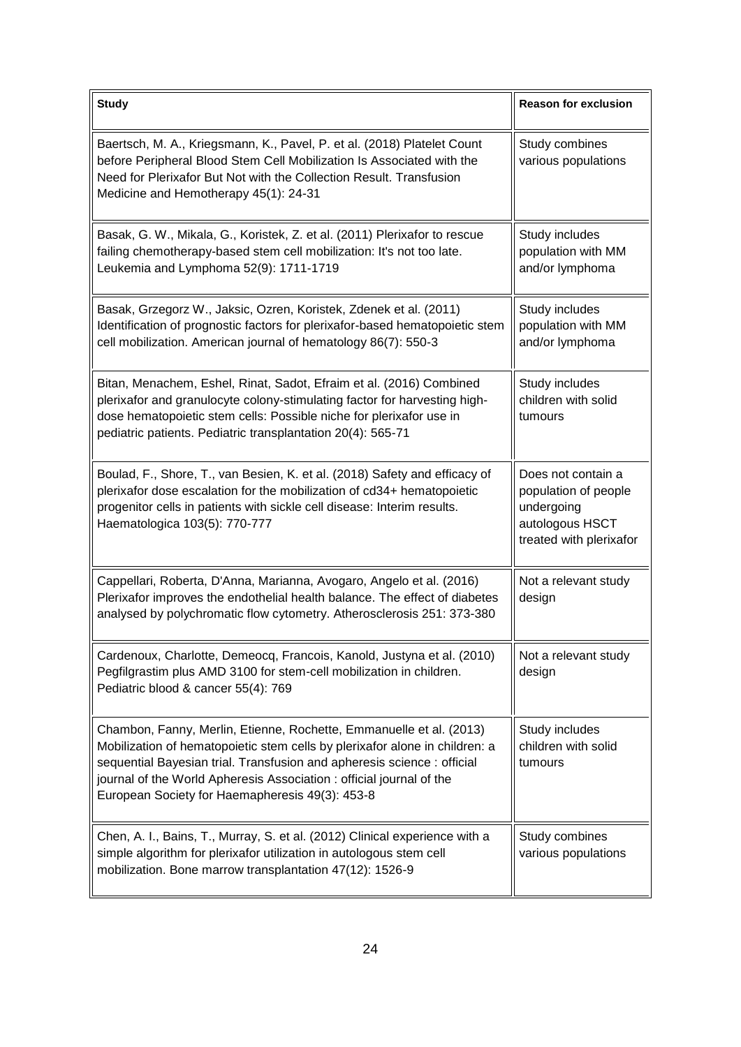| Study | Reason for exclusion |
|---|---|
| Baertsch, M. A., Kriegsmann, K., Pavel, P. et al. (2018) Platelet Count before Peripheral Blood Stem Cell Mobilization Is Associated with the Need for Plerixafor But Not with the Collection Result. Transfusion Medicine and Hemotherapy 45(1): 24-31 | Study combines various populations |
| Basak, G. W., Mikala, G., Koristek, Z. et al. (2011) Plerixafor to rescue failing chemotherapy-based stem cell mobilization: It's not too late. Leukemia and Lymphoma 52(9): 1711-1719 | Study includes population with MM and/or lymphoma |
| Basak, Grzegorz W., Jaksic, Ozren, Koristek, Zdenek et al. (2011) Identification of prognostic factors for plerixafor-based hematopoietic stem cell mobilization. American journal of hematology 86(7): 550-3 | Study includes population with MM and/or lymphoma |
| Bitan, Menachem, Eshel, Rinat, Sadot, Efraim et al. (2016) Combined plerixafor and granulocyte colony-stimulating factor for harvesting high-dose hematopoietic stem cells: Possible niche for plerixafor use in pediatric patients. Pediatric transplantation 20(4): 565-71 | Study includes children with solid tumours |
| Boulad, F., Shore, T., van Besien, K. et al. (2018) Safety and efficacy of plerixafor dose escalation for the mobilization of cd34+ hematopoietic progenitor cells in patients with sickle cell disease: Interim results. Haematologica 103(5): 770-777 | Does not contain a population of people undergoing autologous HSCT treated with plerixafor |
| Cappellari, Roberta, D'Anna, Marianna, Avogaro, Angelo et al. (2016) Plerixafor improves the endothelial health balance. The effect of diabetes analysed by polychromatic flow cytometry. Atherosclerosis 251: 373-380 | Not a relevant study design |
| Cardenoux, Charlotte, Demeocq, Francois, Kanold, Justyna et al. (2010) Pegfilgrastim plus AMD 3100 for stem-cell mobilization in children. Pediatric blood & cancer 55(4): 769 | Not a relevant study design |
| Chambon, Fanny, Merlin, Etienne, Rochette, Emmanuelle et al. (2013) Mobilization of hematopoietic stem cells by plerixafor alone in children: a sequential Bayesian trial. Transfusion and apheresis science : official journal of the World Apheresis Association : official journal of the European Society for Haemapheresis 49(3): 453-8 | Study includes children with solid tumours |
| Chen, A. I., Bains, T., Murray, S. et al. (2012) Clinical experience with a simple algorithm for plerixafor utilization in autologous stem cell mobilization. Bone marrow transplantation 47(12): 1526-9 | Study combines various populations |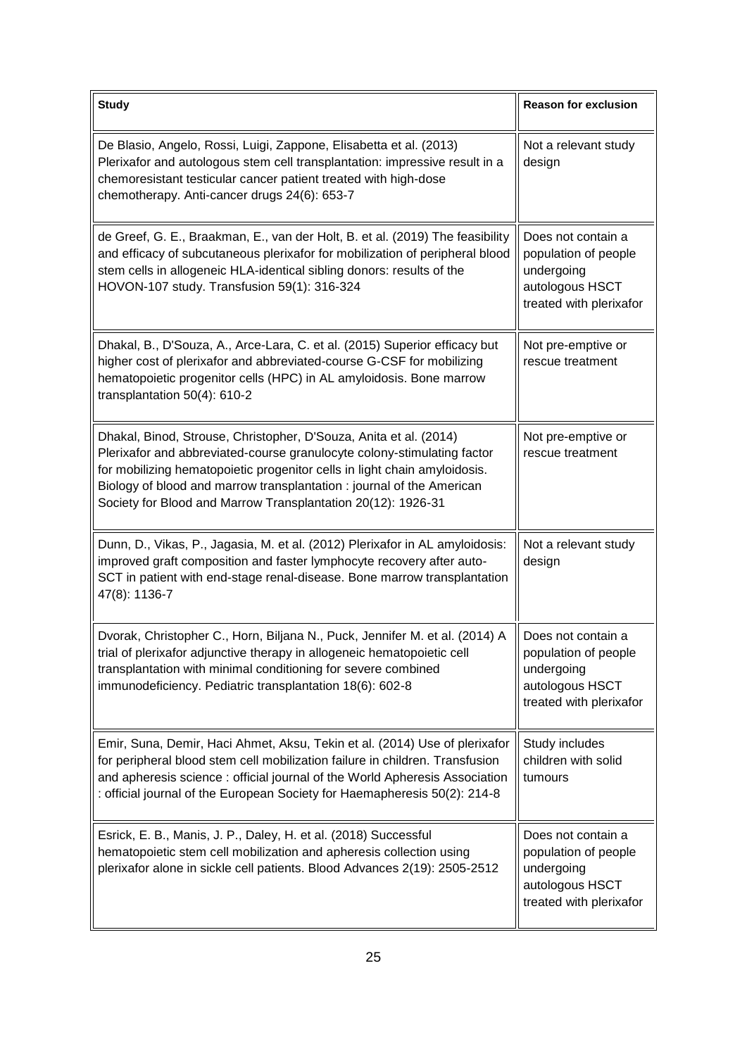| Study | Reason for exclusion |
|---|---|
| De Blasio, Angelo, Rossi, Luigi, Zappone, Elisabetta et al. (2013) Plerixafor and autologous stem cell transplantation: impressive result in a chemoresistant testicular cancer patient treated with high-dose chemotherapy. Anti-cancer drugs 24(6): 653-7 | Not a relevant study design |
| de Greef, G. E., Braakman, E., van der Holt, B. et al. (2019) The feasibility and efficacy of subcutaneous plerixafor for mobilization of peripheral blood stem cells in allogeneic HLA-identical sibling donors: results of the HOVON-107 study. Transfusion 59(1): 316-324 | Does not contain a population of people undergoing autologous HSCT treated with plerixafor |
| Dhakal, B., D'Souza, A., Arce-Lara, C. et al. (2015) Superior efficacy but higher cost of plerixafor and abbreviated-course G-CSF for mobilizing hematopoietic progenitor cells (HPC) in AL amyloidosis. Bone marrow transplantation 50(4): 610-2 | Not pre-emptive or rescue treatment |
| Dhakal, Binod, Strouse, Christopher, D'Souza, Anita et al. (2014) Plerixafor and abbreviated-course granulocyte colony-stimulating factor for mobilizing hematopoietic progenitor cells in light chain amyloidosis. Biology of blood and marrow transplantation : journal of the American Society for Blood and Marrow Transplantation 20(12): 1926-31 | Not pre-emptive or rescue treatment |
| Dunn, D., Vikas, P., Jagasia, M. et al. (2012) Plerixafor in AL amyloidosis: improved graft composition and faster lymphocyte recovery after auto-SCT in patient with end-stage renal-disease. Bone marrow transplantation 47(8): 1136-7 | Not a relevant study design |
| Dvorak, Christopher C., Horn, Biljana N., Puck, Jennifer M. et al. (2014) A trial of plerixafor adjunctive therapy in allogeneic hematopoietic cell transplantation with minimal conditioning for severe combined immunodeficiency. Pediatric transplantation 18(6): 602-8 | Does not contain a population of people undergoing autologous HSCT treated with plerixafor |
| Emir, Suna, Demir, Haci Ahmet, Aksu, Tekin et al. (2014) Use of plerixafor for peripheral blood stem cell mobilization failure in children. Transfusion and apheresis science : official journal of the World Apheresis Association : official journal of the European Society for Haemapheresis 50(2): 214-8 | Study includes children with solid tumours |
| Esrick, E. B., Manis, J. P., Daley, H. et al. (2018) Successful hematopoietic stem cell mobilization and apheresis collection using plerixafor alone in sickle cell patients. Blood Advances 2(19): 2505-2512 | Does not contain a population of people undergoing autologous HSCT treated with plerixafor |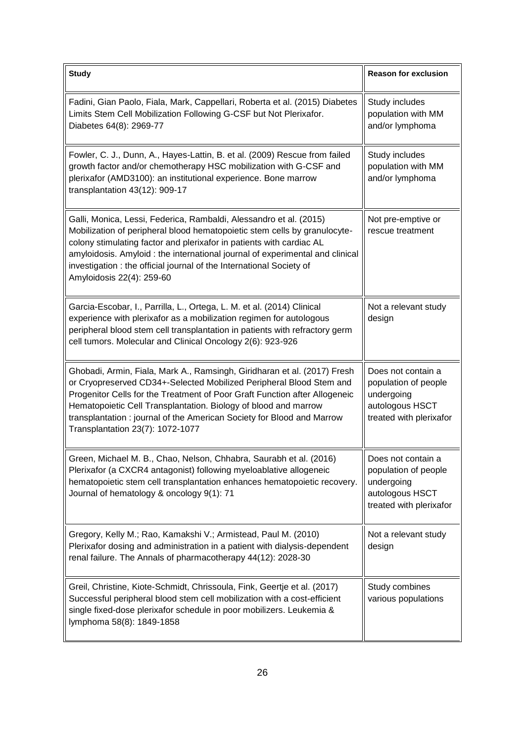| Study | Reason for exclusion |
|---|---|
| Fadini, Gian Paolo, Fiala, Mark, Cappellari, Roberta et al. (2015) Diabetes Limits Stem Cell Mobilization Following G-CSF but Not Plerixafor. Diabetes 64(8): 2969-77 | Study includes population with MM and/or lymphoma |
| Fowler, C. J., Dunn, A., Hayes-Lattin, B. et al. (2009) Rescue from failed growth factor and/or chemotherapy HSC mobilization with G-CSF and plerixafor (AMD3100): an institutional experience. Bone marrow transplantation 43(12): 909-17 | Study includes population with MM and/or lymphoma |
| Galli, Monica, Lessi, Federica, Rambaldi, Alessandro et al. (2015) Mobilization of peripheral blood hematopoietic stem cells by granulocyte-colony stimulating factor and plerixafor in patients with cardiac AL amyloidosis. Amyloid : the international journal of experimental and clinical investigation : the official journal of the International Society of Amyloidosis 22(4): 259-60 | Not pre-emptive or rescue treatment |
| Garcia-Escobar, I., Parrilla, L., Ortega, L. M. et al. (2014) Clinical experience with plerixafor as a mobilization regimen for autologous peripheral blood stem cell transplantation in patients with refractory germ cell tumors. Molecular and Clinical Oncology 2(6): 923-926 | Not a relevant study design |
| Ghobadi, Armin, Fiala, Mark A., Ramsingh, Giridharan et al. (2017) Fresh or Cryopreserved CD34+-Selected Mobilized Peripheral Blood Stem and Progenitor Cells for the Treatment of Poor Graft Function after Allogeneic Hematopoietic Cell Transplantation. Biology of blood and marrow transplantation : journal of the American Society for Blood and Marrow Transplantation 23(7): 1072-1077 | Does not contain a population of people undergoing autologous HSCT treated with plerixafor |
| Green, Michael M. B., Chao, Nelson, Chhabra, Saurabh et al. (2016) Plerixafor (a CXCR4 antagonist) following myeloablative allogeneic hematopoietic stem cell transplantation enhances hematopoietic recovery. Journal of hematology & oncology 9(1): 71 | Does not contain a population of people undergoing autologous HSCT treated with plerixafor |
| Gregory, Kelly M.; Rao, Kamakshi V.; Armistead, Paul M. (2010) Plerixafor dosing and administration in a patient with dialysis-dependent renal failure. The Annals of pharmacotherapy 44(12): 2028-30 | Not a relevant study design |
| Greil, Christine, Kiote-Schmidt, Chrissoula, Fink, Geertje et al. (2017) Successful peripheral blood stem cell mobilization with a cost-efficient single fixed-dose plerixafor schedule in poor mobilizers. Leukemia & lymphoma 58(8): 1849-1858 | Study combines various populations |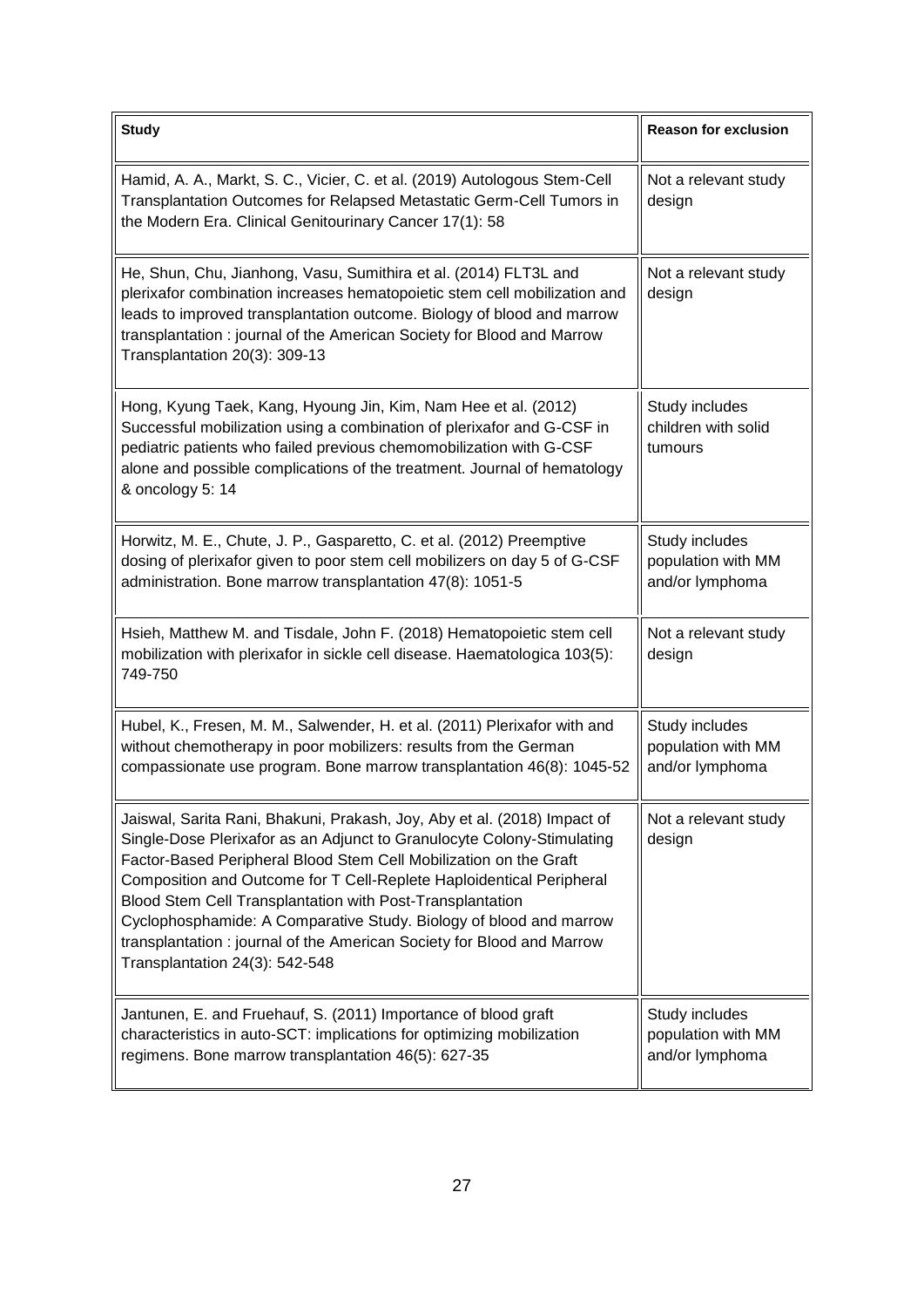| Study | Reason for exclusion |
|---|---|
| Hamid, A. A., Markt, S. C., Vicier, C. et al. (2019) Autologous Stem-Cell Transplantation Outcomes for Relapsed Metastatic Germ-Cell Tumors in the Modern Era. Clinical Genitourinary Cancer 17(1): 58 | Not a relevant study design |
| He, Shun, Chu, Jianhong, Vasu, Sumithira et al. (2014) FLT3L and plerixafor combination increases hematopoietic stem cell mobilization and leads to improved transplantation outcome. Biology of blood and marrow transplantation : journal of the American Society for Blood and Marrow Transplantation 20(3): 309-13 | Not a relevant study design |
| Hong, Kyung Taek, Kang, Hyoung Jin, Kim, Nam Hee et al. (2012) Successful mobilization using a combination of plerixafor and G-CSF in pediatric patients who failed previous chemomobilization with G-CSF alone and possible complications of the treatment. Journal of hematology & oncology 5: 14 | Study includes children with solid tumours |
| Horwitz, M. E., Chute, J. P., Gasparetto, C. et al. (2012) Preemptive dosing of plerixafor given to poor stem cell mobilizers on day 5 of G-CSF administration. Bone marrow transplantation 47(8): 1051-5 | Study includes population with MM and/or lymphoma |
| Hsieh, Matthew M. and Tisdale, John F. (2018) Hematopoietic stem cell mobilization with plerixafor in sickle cell disease. Haematologica 103(5): 749-750 | Not a relevant study design |
| Hubel, K., Fresen, M. M., Salwender, H. et al. (2011) Plerixafor with and without chemotherapy in poor mobilizers: results from the German compassionate use program. Bone marrow transplantation 46(8): 1045-52 | Study includes population with MM and/or lymphoma |
| Jaiswal, Sarita Rani, Bhakuni, Prakash, Joy, Aby et al. (2018) Impact of Single-Dose Plerixafor as an Adjunct to Granulocyte Colony-Stimulating Factor-Based Peripheral Blood Stem Cell Mobilization on the Graft Composition and Outcome for T Cell-Replete Haploidentical Peripheral Blood Stem Cell Transplantation with Post-Transplantation Cyclophosphamide: A Comparative Study. Biology of blood and marrow transplantation : journal of the American Society for Blood and Marrow Transplantation 24(3): 542-548 | Not a relevant study design |
| Jantunen, E. and Fruehauf, S. (2011) Importance of blood graft characteristics in auto-SCT: implications for optimizing mobilization regimens. Bone marrow transplantation 46(5): 627-35 | Study includes population with MM and/or lymphoma |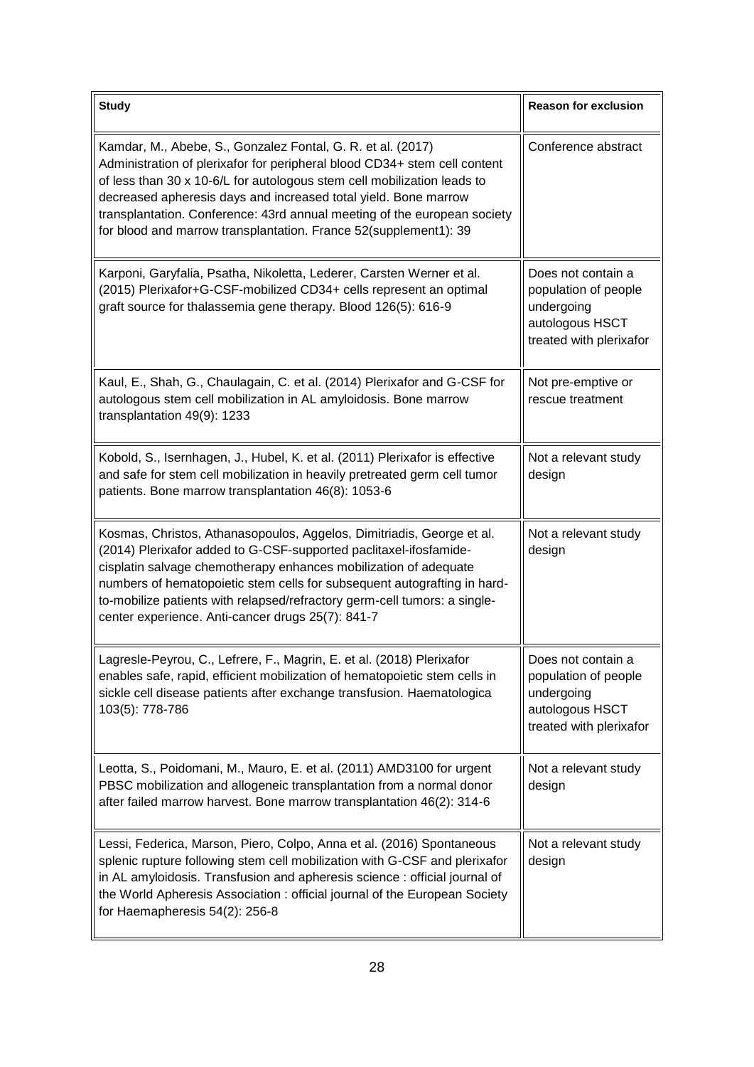| Study | Reason for exclusion |
|---|---|
| Kamdar, M., Abebe, S., Gonzalez Fontal, G. R. et al. (2017) Administration of plerixafor for peripheral blood CD34+ stem cell content of less than 30 x 10-6/L for autologous stem cell mobilization leads to decreased apheresis days and increased total yield. Bone marrow transplantation. Conference: 43rd annual meeting of the european society for blood and marrow transplantation. France 52(supplement1): 39 | Conference abstract |
| Karponi, Garyfalia, Psatha, Nikoletta, Lederer, Carsten Werner et al. (2015) Plerixafor+G-CSF-mobilized CD34+ cells represent an optimal graft source for thalassemia gene therapy. Blood 126(5): 616-9 | Does not contain a population of people undergoing autologous HSCT treated with plerixafor |
| Kaul, E., Shah, G., Chaulagain, C. et al. (2014) Plerixafor and G-CSF for autologous stem cell mobilization in AL amyloidosis. Bone marrow transplantation 49(9): 1233 | Not pre-emptive or rescue treatment |
| Kobold, S., Isernhagen, J., Hubel, K. et al. (2011) Plerixafor is effective and safe for stem cell mobilization in heavily pretreated germ cell tumor patients. Bone marrow transplantation 46(8): 1053-6 | Not a relevant study design |
| Kosmas, Christos, Athanasopoulos, Aggelos, Dimitriadis, George et al. (2014) Plerixafor added to G-CSF-supported paclitaxel-ifosfamide-cisplatin salvage chemotherapy enhances mobilization of adequate numbers of hematopoietic stem cells for subsequent autografting in hard-to-mobilize patients with relapsed/refractory germ-cell tumors: a single-center experience. Anti-cancer drugs 25(7): 841-7 | Not a relevant study design |
| Lagresle-Peyrou, C., Lefrere, F., Magrin, E. et al. (2018) Plerixafor enables safe, rapid, efficient mobilization of hematopoietic stem cells in sickle cell disease patients after exchange transfusion. Haematologica 103(5): 778-786 | Does not contain a population of people undergoing autologous HSCT treated with plerixafor |
| Leotta, S., Poidomani, M., Mauro, E. et al. (2011) AMD3100 for urgent PBSC mobilization and allogeneic transplantation from a normal donor after failed marrow harvest. Bone marrow transplantation 46(2): 314-6 | Not a relevant study design |
| Lessi, Federica, Marson, Piero, Colpo, Anna et al. (2016) Spontaneous splenic rupture following stem cell mobilization with G-CSF and plerixafor in AL amyloidosis. Transfusion and apheresis science : official journal of the World Apheresis Association : official journal of the European Society for Haemapheresis 54(2): 256-8 | Not a relevant study design |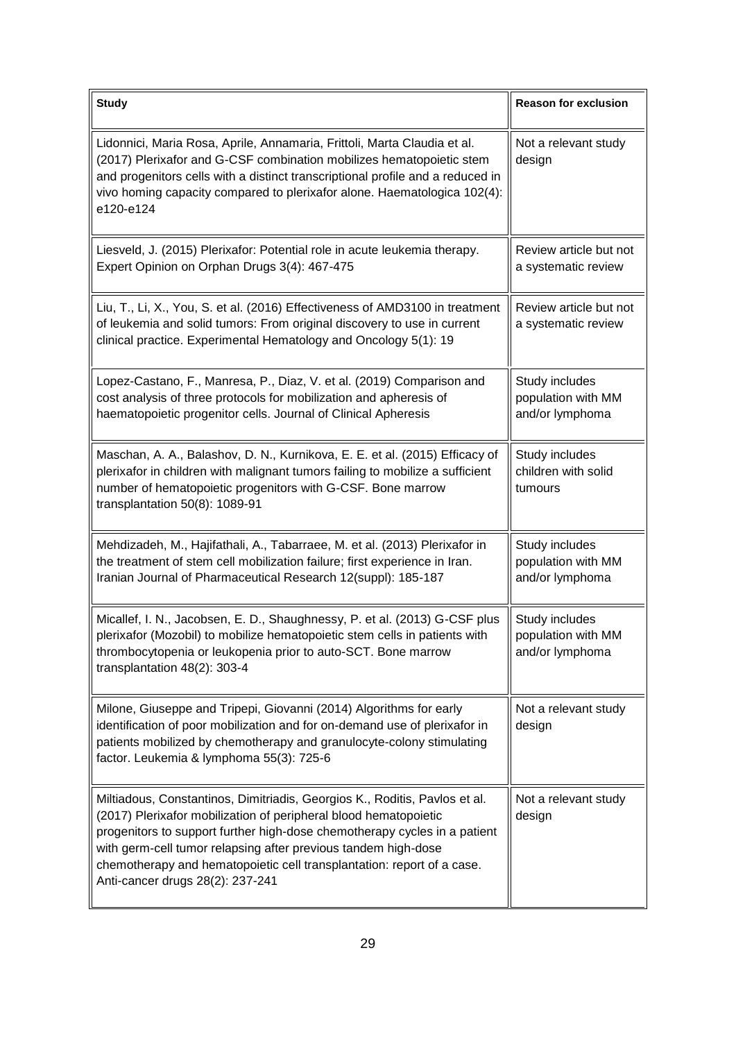| Study | Reason for exclusion |
|---|---|
| Lidonnici, Maria Rosa, Aprile, Annamaria, Frittoli, Marta Claudia et al. (2017) Plerixafor and G-CSF combination mobilizes hematopoietic stem and progenitors cells with a distinct transcriptional profile and a reduced in vivo homing capacity compared to plerixafor alone. Haematologica 102(4): e120-e124 | Not a relevant study design |
| Liesveld, J. (2015) Plerixafor: Potential role in acute leukemia therapy. Expert Opinion on Orphan Drugs 3(4): 467-475 | Review article but not a systematic review |
| Liu, T., Li, X., You, S. et al. (2016) Effectiveness of AMD3100 in treatment of leukemia and solid tumors: From original discovery to use in current clinical practice. Experimental Hematology and Oncology 5(1): 19 | Review article but not a systematic review |
| Lopez-Castano, F., Manresa, P., Diaz, V. et al. (2019) Comparison and cost analysis of three protocols for mobilization and apheresis of haematopoietic progenitor cells. Journal of Clinical Apheresis | Study includes population with MM and/or lymphoma |
| Maschan, A. A., Balashov, D. N., Kurnikova, E. E. et al. (2015) Efficacy of plerixafor in children with malignant tumors failing to mobilize a sufficient number of hematopoietic progenitors with G-CSF. Bone marrow transplantation 50(8): 1089-91 | Study includes children with solid tumours |
| Mehdizadeh, M., Hajifathali, A., Tabarraee, M. et al. (2013) Plerixafor in the treatment of stem cell mobilization failure; first experience in Iran. Iranian Journal of Pharmaceutical Research 12(suppl): 185-187 | Study includes population with MM and/or lymphoma |
| Micallef, I. N., Jacobsen, E. D., Shaughnessy, P. et al. (2013) G-CSF plus plerixafor (Mozobil) to mobilize hematopoietic stem cells in patients with thrombocytopenia or leukopenia prior to auto-SCT. Bone marrow transplantation 48(2): 303-4 | Study includes population with MM and/or lymphoma |
| Milone, Giuseppe and Tripepi, Giovanni (2014) Algorithms for early identification of poor mobilization and for on-demand use of plerixafor in patients mobilized by chemotherapy and granulocyte-colony stimulating factor. Leukemia & lymphoma 55(3): 725-6 | Not a relevant study design |
| Miltiadous, Constantinos, Dimitriadis, Georgios K., Roditis, Pavlos et al. (2017) Plerixafor mobilization of peripheral blood hematopoietic progenitors to support further high-dose chemotherapy cycles in a patient with germ-cell tumor relapsing after previous tandem high-dose chemotherapy and hematopoietic cell transplantation: report of a case. Anti-cancer drugs 28(2): 237-241 | Not a relevant study design |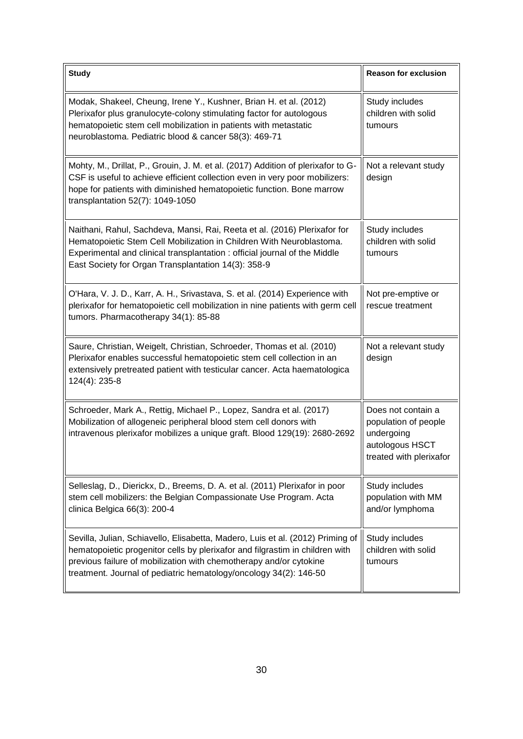| Study | Reason for exclusion |
|---|---|
| Modak, Shakeel, Cheung, Irene Y., Kushner, Brian H. et al. (2012) Plerixafor plus granulocyte-colony stimulating factor for autologous hematopoietic stem cell mobilization in patients with metastatic neuroblastoma. Pediatric blood & cancer 58(3): 469-71 | Study includes children with solid tumours |
| Mohty, M., Drillat, P., Grouin, J. M. et al. (2017) Addition of plerixafor to G-CSF is useful to achieve efficient collection even in very poor mobilizers: hope for patients with diminished hematopoietic function. Bone marrow transplantation 52(7): 1049-1050 | Not a relevant study design |
| Naithani, Rahul, Sachdeva, Mansi, Rai, Reeta et al. (2016) Plerixafor for Hematopoietic Stem Cell Mobilization in Children With Neuroblastoma. Experimental and clinical transplantation : official journal of the Middle East Society for Organ Transplantation 14(3): 358-9 | Study includes children with solid tumours |
| O'Hara, V. J. D., Karr, A. H., Srivastava, S. et al. (2014) Experience with plerixafor for hematopoietic cell mobilization in nine patients with germ cell tumors. Pharmacotherapy 34(1): 85-88 | Not pre-emptive or rescue treatment |
| Saure, Christian, Weigelt, Christian, Schroeder, Thomas et al. (2010) Plerixafor enables successful hematopoietic stem cell collection in an extensively pretreated patient with testicular cancer. Acta haematologica 124(4): 235-8 | Not a relevant study design |
| Schroeder, Mark A., Rettig, Michael P., Lopez, Sandra et al. (2017) Mobilization of allogeneic peripheral blood stem cell donors with intravenous plerixafor mobilizes a unique graft. Blood 129(19): 2680-2692 | Does not contain a population of people undergoing autologous HSCT treated with plerixafor |
| Selleslag, D., Dierickx, D., Breems, D. A. et al. (2011) Plerixafor in poor stem cell mobilizers: the Belgian Compassionate Use Program. Acta clinica Belgica 66(3): 200-4 | Study includes population with MM and/or lymphoma |
| Sevilla, Julian, Schiavello, Elisabetta, Madero, Luis et al. (2012) Priming of hematopoietic progenitor cells by plerixafor and filgrastim in children with previous failure of mobilization with chemotherapy and/or cytokine treatment. Journal of pediatric hematology/oncology 34(2): 146-50 | Study includes children with solid tumours |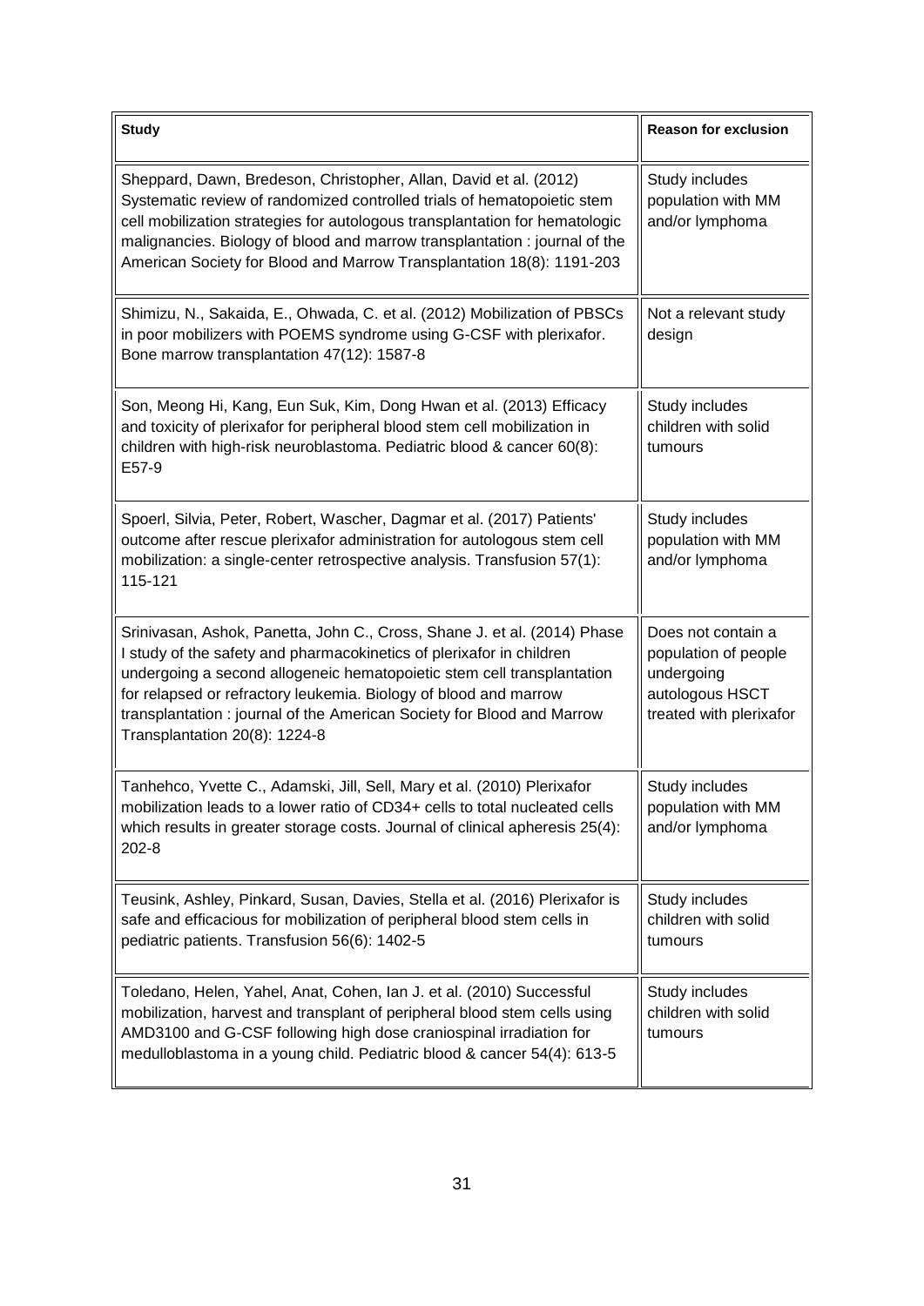| Study | Reason for exclusion |
|---|---|
| Sheppard, Dawn, Bredeson, Christopher, Allan, David et al. (2012) Systematic review of randomized controlled trials of hematopoietic stem cell mobilization strategies for autologous transplantation for hematologic malignancies. Biology of blood and marrow transplantation : journal of the American Society for Blood and Marrow Transplantation 18(8): 1191-203 | Study includes population with MM and/or lymphoma |
| Shimizu, N., Sakaida, E., Ohwada, C. et al. (2012) Mobilization of PBSCs in poor mobilizers with POEMS syndrome using G-CSF with plerixafor. Bone marrow transplantation 47(12): 1587-8 | Not a relevant study design |
| Son, Meong Hi, Kang, Eun Suk, Kim, Dong Hwan et al. (2013) Efficacy and toxicity of plerixafor for peripheral blood stem cell mobilization in children with high-risk neuroblastoma. Pediatric blood & cancer 60(8): E57-9 | Study includes children with solid tumours |
| Spoerl, Silvia, Peter, Robert, Wascher, Dagmar et al. (2017) Patients' outcome after rescue plerixafor administration for autologous stem cell mobilization: a single-center retrospective analysis. Transfusion 57(1): 115-121 | Study includes population with MM and/or lymphoma |
| Srinivasan, Ashok, Panetta, John C., Cross, Shane J. et al. (2014) Phase I study of the safety and pharmacokinetics of plerixafor in children undergoing a second allogeneic hematopoietic stem cell transplantation for relapsed or refractory leukemia. Biology of blood and marrow transplantation : journal of the American Society for Blood and Marrow Transplantation 20(8): 1224-8 | Does not contain a population of people undergoing autologous HSCT treated with plerixafor |
| Tanhehco, Yvette C., Adamski, Jill, Sell, Mary et al. (2010) Plerixafor mobilization leads to a lower ratio of CD34+ cells to total nucleated cells which results in greater storage costs. Journal of clinical apheresis 25(4): 202-8 | Study includes population with MM and/or lymphoma |
| Teusink, Ashley, Pinkard, Susan, Davies, Stella et al. (2016) Plerixafor is safe and efficacious for mobilization of peripheral blood stem cells in pediatric patients. Transfusion 56(6): 1402-5 | Study includes children with solid tumours |
| Toledano, Helen, Yahel, Anat, Cohen, Ian J. et al. (2010) Successful mobilization, harvest and transplant of peripheral blood stem cells using AMD3100 and G-CSF following high dose craniospinal irradiation for medulloblastoma in a young child. Pediatric blood & cancer 54(4): 613-5 | Study includes children with solid tumours |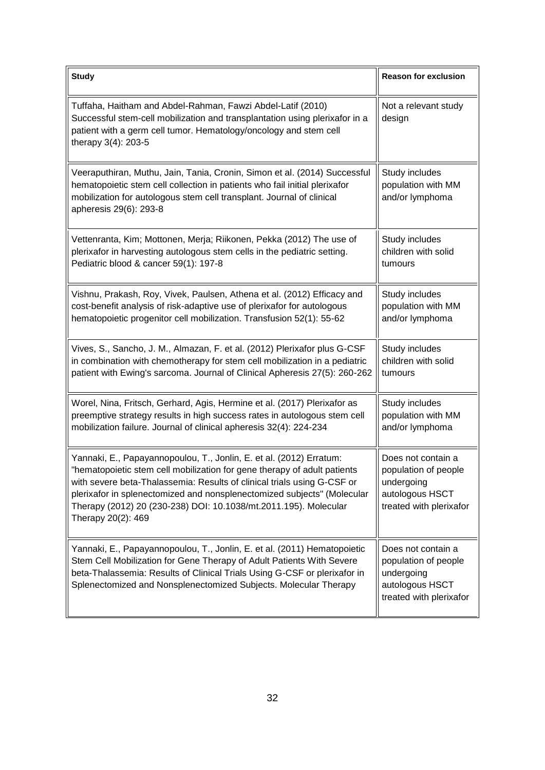| Study | Reason for exclusion |
|---|---|
| Tuffaha, Haitham and Abdel-Rahman, Fawzi Abdel-Latif (2010) Successful stem-cell mobilization and transplantation using plerixafor in a patient with a germ cell tumor. Hematology/oncology and stem cell therapy 3(4): 203-5 | Not a relevant study design |
| Veeraputhiran, Muthu, Jain, Tania, Cronin, Simon et al. (2014) Successful hematopoietic stem cell collection in patients who fail initial plerixafor mobilization for autologous stem cell transplant. Journal of clinical apheresis 29(6): 293-8 | Study includes population with MM and/or lymphoma |
| Vettenranta, Kim; Mottonen, Merja; Riikonen, Pekka (2012) The use of plerixafor in harvesting autologous stem cells in the pediatric setting. Pediatric blood & cancer 59(1): 197-8 | Study includes children with solid tumours |
| Vishnu, Prakash, Roy, Vivek, Paulsen, Athena et al. (2012) Efficacy and cost-benefit analysis of risk-adaptive use of plerixafor for autologous hematopoietic progenitor cell mobilization. Transfusion 52(1): 55-62 | Study includes population with MM and/or lymphoma |
| Vives, S., Sancho, J. M., Almazan, F. et al. (2012) Plerixafor plus G-CSF in combination with chemotherapy for stem cell mobilization in a pediatric patient with Ewing's sarcoma. Journal of Clinical Apheresis 27(5): 260-262 | Study includes children with solid tumours |
| Worel, Nina, Fritsch, Gerhard, Agis, Hermine et al. (2017) Plerixafor as preemptive strategy results in high success rates in autologous stem cell mobilization failure. Journal of clinical apheresis 32(4): 224-234 | Study includes population with MM and/or lymphoma |
| Yannaki, E., Papayannopoulou, T., Jonlin, E. et al. (2012) Erratum: "hematopoietic stem cell mobilization for gene therapy of adult patients with severe beta-Thalassemia: Results of clinical trials using G-CSF or plerixafor in splenectomized and nonsplenectomized subjects" (Molecular Therapy (2012) 20 (230-238) DOI: 10.1038/mt.2011.195). Molecular Therapy 20(2): 469 | Does not contain a population of people undergoing autologous HSCT treated with plerixafor |
| Yannaki, E., Papayannopoulou, T., Jonlin, E. et al. (2011) Hematopoietic Stem Cell Mobilization for Gene Therapy of Adult Patients With Severe beta-Thalassemia: Results of Clinical Trials Using G-CSF or plerixafor in Splenectomized and Nonsplenectomized Subjects. Molecular Therapy | Does not contain a population of people undergoing autologous HSCT treated with plerixafor |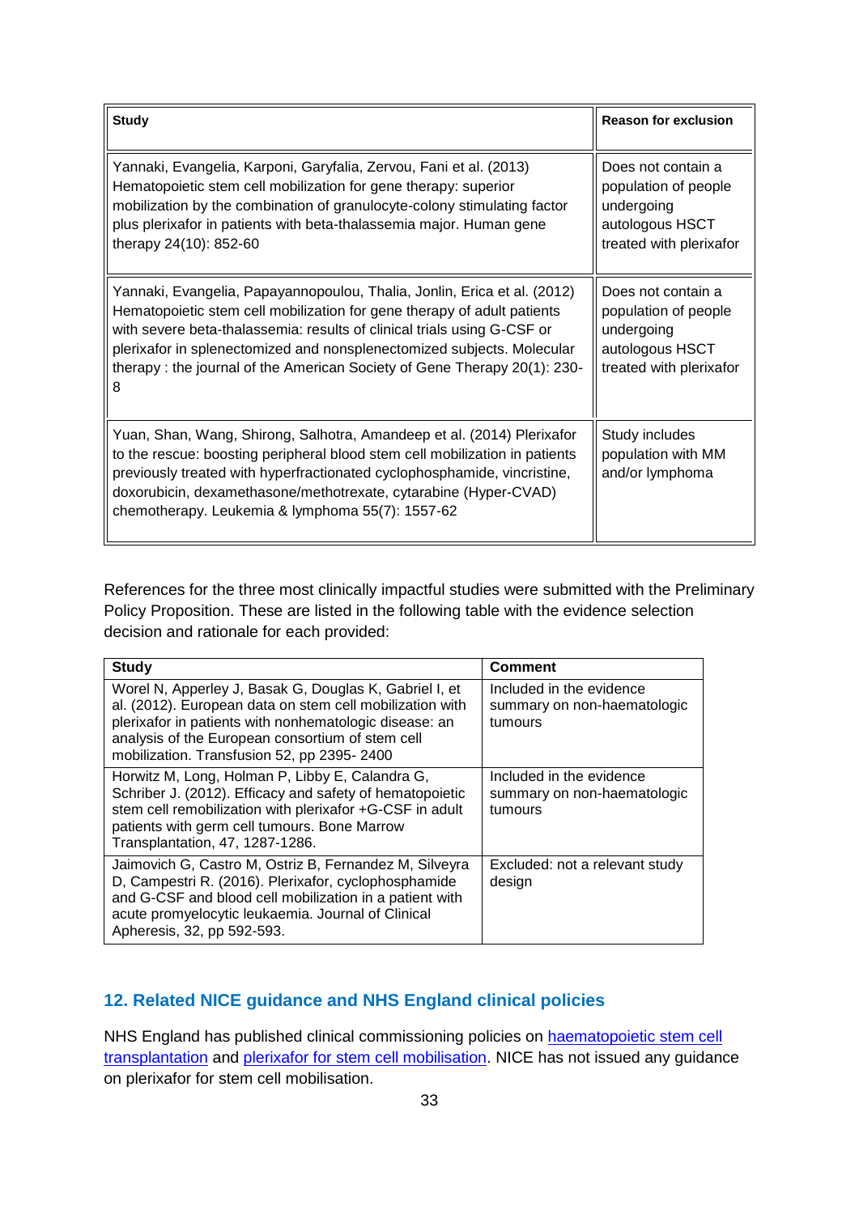| Study | Reason for exclusion |
|---|---|
| Yannaki, Evangelia, Karponi, Garyfalia, Zervou, Fani et al. (2013) Hematopoietic stem cell mobilization for gene therapy: superior mobilization by the combination of granulocyte-colony stimulating factor plus plerixafor in patients with beta-thalassemia major. Human gene therapy 24(10): 852-60 | Does not contain a population of people undergoing autologous HSCT treated with plerixafor |
| Yannaki, Evangelia, Papayannopoulou, Thalia, Jonlin, Erica et al. (2012) Hematopoietic stem cell mobilization for gene therapy of adult patients with severe beta-thalassemia: results of clinical trials using G-CSF or plerixafor in splenectomized and nonsplenectomized subjects. Molecular therapy : the journal of the American Society of Gene Therapy 20(1): 230-8 | Does not contain a population of people undergoing autologous HSCT treated with plerixafor |
| Yuan, Shan, Wang, Shirong, Salhotra, Amandeep et al. (2014) Plerixafor to the rescue: boosting peripheral blood stem cell mobilization in patients previously treated with hyperfractionated cyclophosphamide, vincristine, doxorubicin, dexamethasone/methotrexate, cytarabine (Hyper-CVAD) chemotherapy. Leukemia & lymphoma 55(7): 1557-62 | Study includes population with MM and/or lymphoma |

References for the three most clinically impactful studies were submitted with the Preliminary Policy Proposition. These are listed in the following table with the evidence selection decision and rationale for each provided:

| Study | Comment |
|---|---|
| Worel N, Apperley J, Basak G, Douglas K, Gabriel I, et al. (2012). European data on stem cell mobilization with plerixafor in patients with nonhematologic disease: an analysis of the European consortium of stem cell mobilization. Transfusion 52, pp 2395- 2400 | Included in the evidence summary on non-haematologic tumours |
| Horwitz M, Long, Holman P, Libby E, Calandra G, Schriber J. (2012). Efficacy and safety of hematopoietic stem cell remobilization with plerixafor +G-CSF in adult patients with germ cell tumours. Bone Marrow Transplantation, 47, 1287-1286. | Included in the evidence summary on non-haematologic tumours |
| Jaimovich G, Castro M, Ostriz B, Fernandez M, Silveyra D, Campestri R. (2016). Plerixafor, cyclophosphamide and G-CSF and blood cell mobilization in a patient with acute promyelocytic leukaemia. Journal of Clinical Apheresis, 32, pp 592-593. | Excluded: not a relevant study design |

## 12. Related NICE guidance and NHS England clinical policies

NHS England has published clinical commissioning policies on haematopoietic stem cell transplantation and plerixafor for stem cell mobilisation. NICE has not issued any guidance on plerixafor for stem cell mobilisation.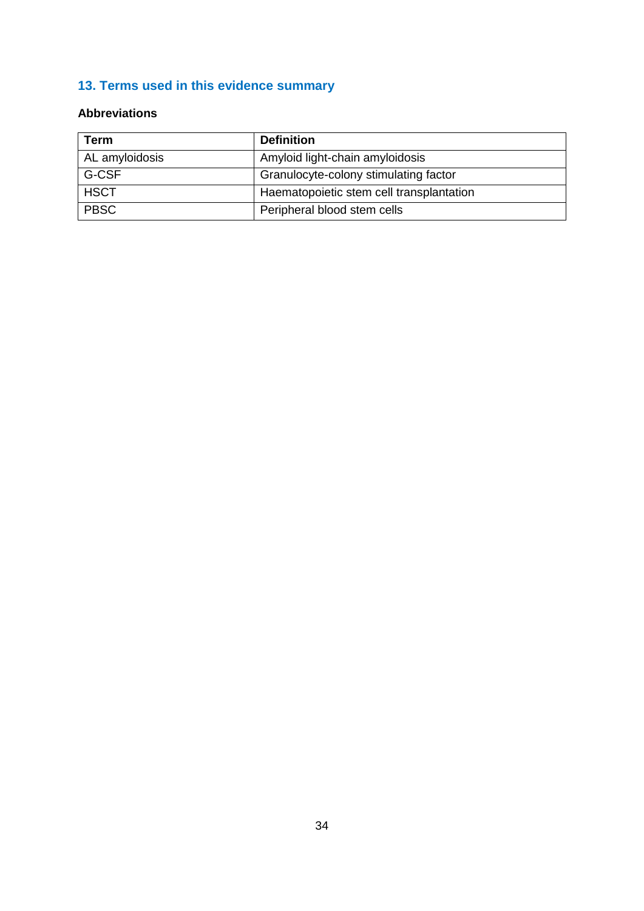## 13. Terms used in this evidence summary

### Abbreviations

| Term | Definition |
|---|---|
| AL amyloidosis | Amyloid light-chain amyloidosis |
| G-CSF | Granulocyte-colony stimulating factor |
| HSCT | Haematopoietic stem cell transplantation |
| PBSC | Peripheral blood stem cells |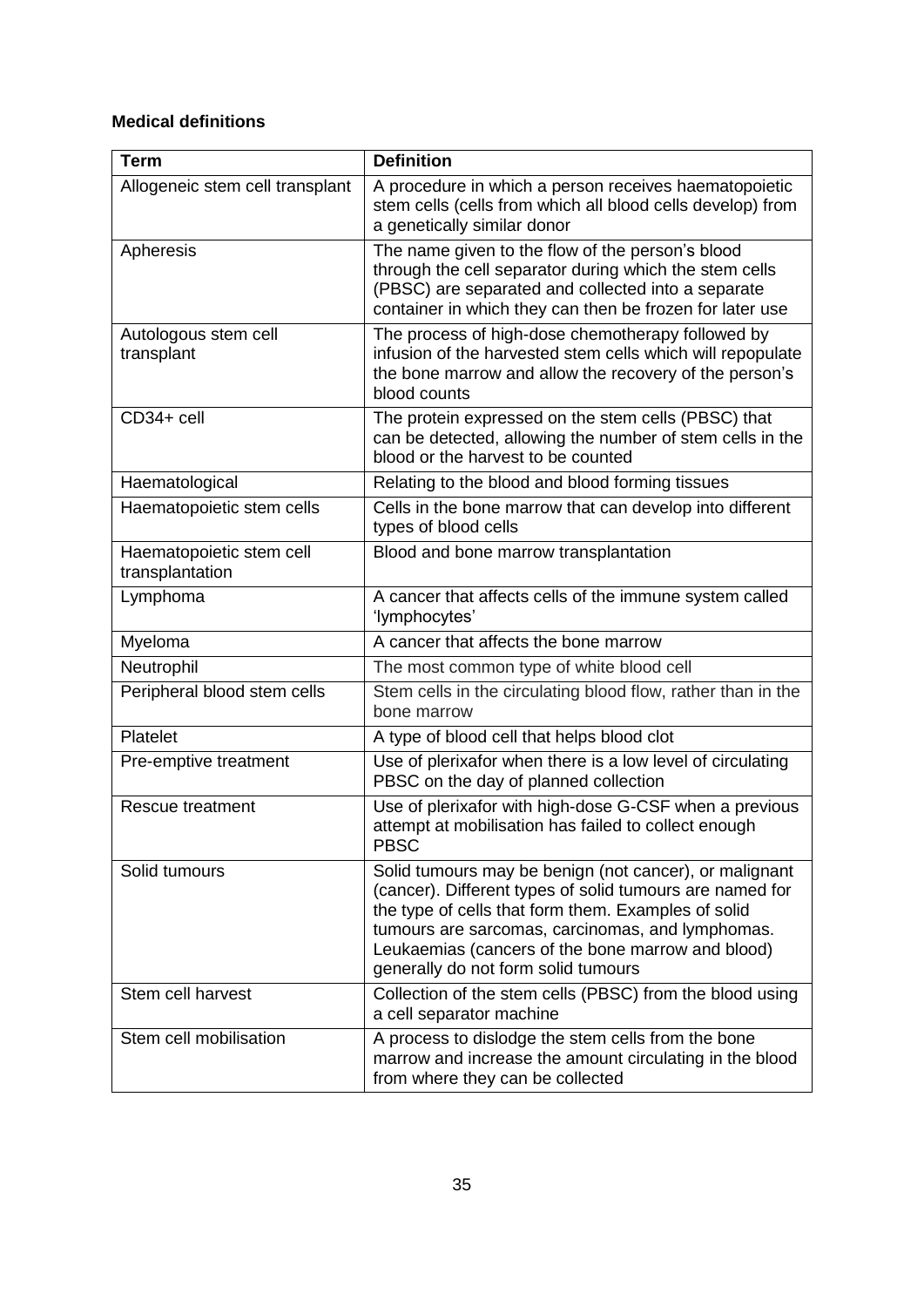**Medical definitions**

| Term | Definition |
| --- | --- |
| Allogeneic stem cell transplant | A procedure in which a person receives haematopoietic stem cells (cells from which all blood cells develop) from a genetically similar donor |
| Apheresis | The name given to the flow of the person's blood through the cell separator during which the stem cells (PBSC) are separated and collected into a separate container in which they can then be frozen for later use |
| Autologous stem cell transplant | The process of high-dose chemotherapy followed by infusion of the harvested stem cells which will repopulate the bone marrow and allow the recovery of the person's blood counts |
| CD34+ cell | The protein expressed on the stem cells (PBSC) that can be detected, allowing the number of stem cells in the blood or the harvest to be counted |
| Haematological | Relating to the blood and blood forming tissues |
| Haematopoietic stem cells | Cells in the bone marrow that can develop into different types of blood cells |
| Haematopoietic stem cell transplantation | Blood and bone marrow transplantation |
| Lymphoma | A cancer that affects cells of the immune system called 'lymphocytes' |
| Myeloma | A cancer that affects the bone marrow |
| Neutrophil | The most common type of white blood cell |
| Peripheral blood stem cells | Stem cells in the circulating blood flow, rather than in the bone marrow |
| Platelet | A type of blood cell that helps blood clot |
| Pre-emptive treatment | Use of plerixafor when there is a low level of circulating PBSC on the day of planned collection |
| Rescue treatment | Use of plerixafor with high-dose G-CSF when a previous attempt at mobilisation has failed to collect enough PBSC |
| Solid tumours | Solid tumours may be benign (not cancer), or malignant (cancer). Different types of solid tumours are named for the type of cells that form them. Examples of solid tumours are sarcomas, carcinomas, and lymphomas. Leukaemias (cancers of the bone marrow and blood) generally do not form solid tumours |
| Stem cell harvest | Collection of the stem cells (PBSC) from the blood using a cell separator machine |
| Stem cell mobilisation | A process to dislodge the stem cells from the bone marrow and increase the amount circulating in the blood from where they can be collected |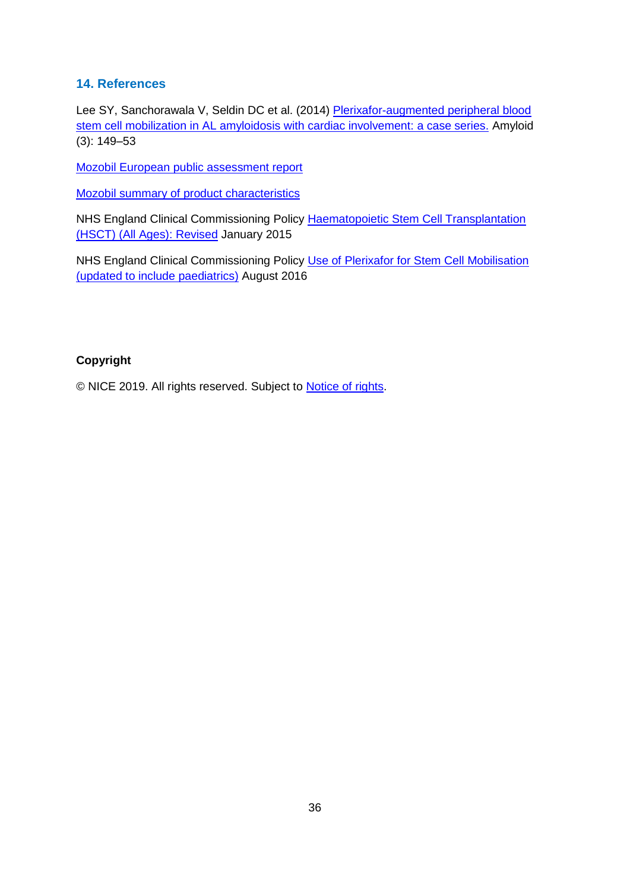## 14. References

Lee SY, Sanchorawala V, Seldin DC et al. (2014) Plerixafor-augmented peripheral blood stem cell mobilization in AL amyloidosis with cardiac involvement: a case series. Amyloid (3): 149–53

Mozobil European public assessment report

Mozobil summary of product characteristics

NHS England Clinical Commissioning Policy Haematopoietic Stem Cell Transplantation (HSCT) (All Ages): Revised January 2015

NHS England Clinical Commissioning Policy Use of Plerixafor for Stem Cell Mobilisation (updated to include paediatrics) August 2016

**Copyright**

© NICE 2019. All rights reserved. Subject to Notice of rights.